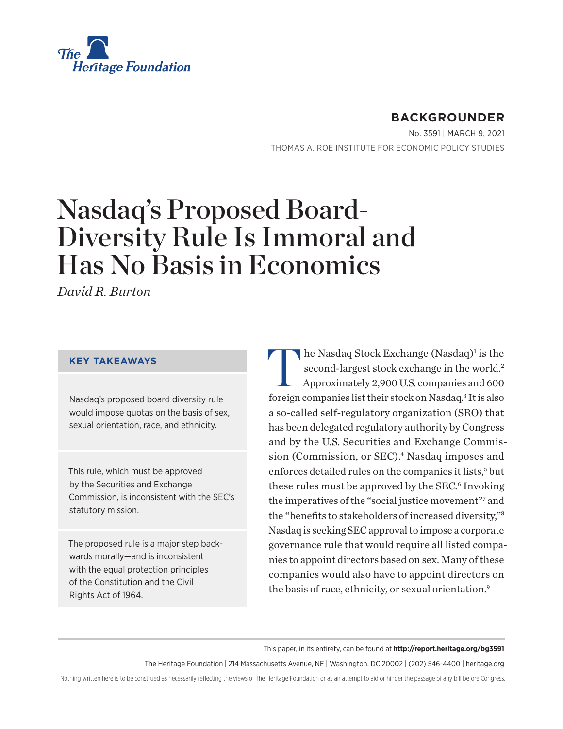The Heritage Foundation

**BACKGROUNDER**

No. 3591 | MARCH 9, 2021

THOMAS A. ROE INSTITUTE FOR ECONOMIC POLICY STUDIES

# Nasdaq's Proposed Board-Diversity Rule Is Immoral and Has No Basis in Economics

*David R. Burton*

**KEY TAKEAWAYS**

Nasdaq's proposed board diversity rule would impose quotas on the basis of sex, sexual orientation, race, and ethnicity.

This rule, which must be approved by the Securities and Exchange Commission, is inconsistent with the SEC's statutory mission.

The proposed rule is a major step backwards morally—and is inconsistent with the equal protection principles of the Constitution and the Civil Rights Act of 1964.

The Nasdaq Stock Exchange (Nasdaq)[1] is the second-largest stock exchange in the world.[2] Approximately 2,900 U.S. companies and 600 foreign companies list their stock on Nasdaq.[3] It is also a so-called self-regulatory organization (SRO) that has been delegated regulatory authority by Congress and by the U.S. Securities and Exchange Commission (Commission, or SEC).[4] Nasdaq imposes and enforces detailed rules on the companies it lists,[5] but these rules must be approved by the SEC.[6] Invoking the imperatives of the "social justice movement"[7] and the "benefits to stakeholders of increased diversity,"[8] Nasdaq is seeking SEC approval to impose a corporate governance rule that would require all listed companies to appoint directors based on sex. Many of these companies would also have to appoint directors on the basis of race, ethnicity, or sexual orientation.[9]

This paper, in its entirety, can be found at **http://report.heritage.org/bg3591**

The Heritage Foundation | 214 Massachusetts Avenue, NE | Washington, DC 20002 | (202) 546-4400 | heritage.org

Nothing written here is to be construed as necessarily reflecting the views of The Heritage Foundation or as an attempt to aid or hinder the passage of any bill before Congress.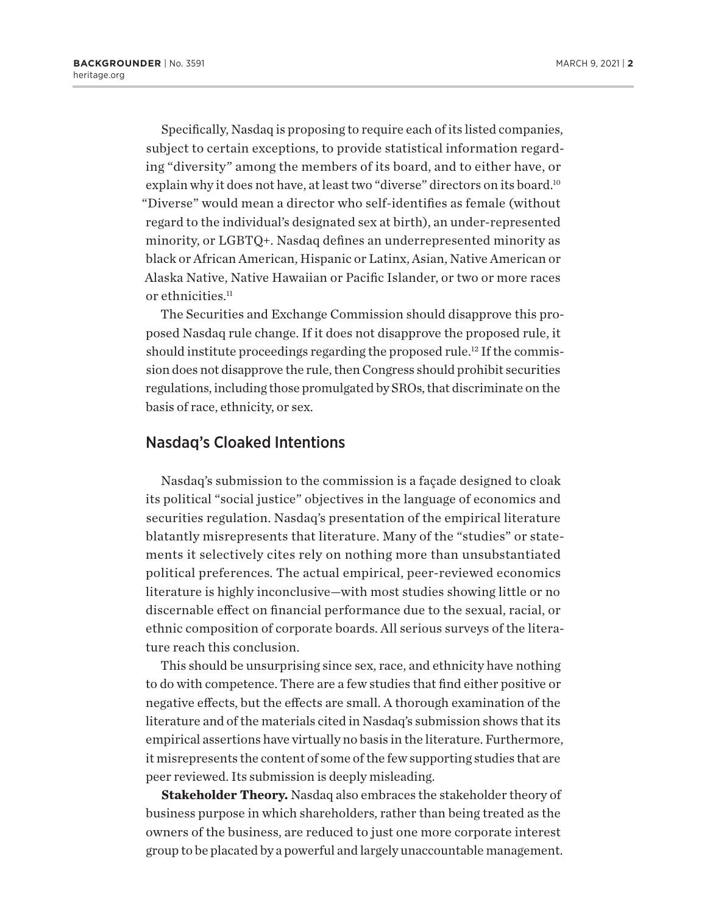Specifically, Nasdaq is proposing to require each of its listed companies, subject to certain exceptions, to provide statistical information regarding "diversity" among the members of its board, and to either have, or explain why it does not have, at least two "diverse" directors on its board.[10] "Diverse" would mean a director who self-identifies as female (without regard to the individual's designated sex at birth), an under-represented minority, or LGBTQ+. Nasdaq defines an underrepresented minority as black or African American, Hispanic or Latinx, Asian, Native American or Alaska Native, Native Hawaiian or Pacific Islander, or two or more races or ethnicities.[11]

The Securities and Exchange Commission should disapprove this proposed Nasdaq rule change. If it does not disapprove the proposed rule, it should institute proceedings regarding the proposed rule.[12] If the commission does not disapprove the rule, then Congress should prohibit securities regulations, including those promulgated by SROs, that discriminate on the basis of race, ethnicity, or sex.

## Nasdaq's Cloaked Intentions

Nasdaq's submission to the commission is a façade designed to cloak its political "social justice" objectives in the language of economics and securities regulation. Nasdaq's presentation of the empirical literature blatantly misrepresents that literature. Many of the "studies" or statements it selectively cites rely on nothing more than unsubstantiated political preferences. The actual empirical, peer-reviewed economics literature is highly inconclusive—with most studies showing little or no discernable effect on financial performance due to the sexual, racial, or ethnic composition of corporate boards. All serious surveys of the literature reach this conclusion.

This should be unsurprising since sex, race, and ethnicity have nothing to do with competence. There are a few studies that find either positive or negative effects, but the effects are small. A thorough examination of the literature and of the materials cited in Nasdaq's submission shows that its empirical assertions have virtually no basis in the literature. Furthermore, it misrepresents the content of some of the few supporting studies that are peer reviewed. Its submission is deeply misleading.

**Stakeholder Theory.** Nasdaq also embraces the stakeholder theory of business purpose in which shareholders, rather than being treated as the owners of the business, are reduced to just one more corporate interest group to be placated by a powerful and largely unaccountable management.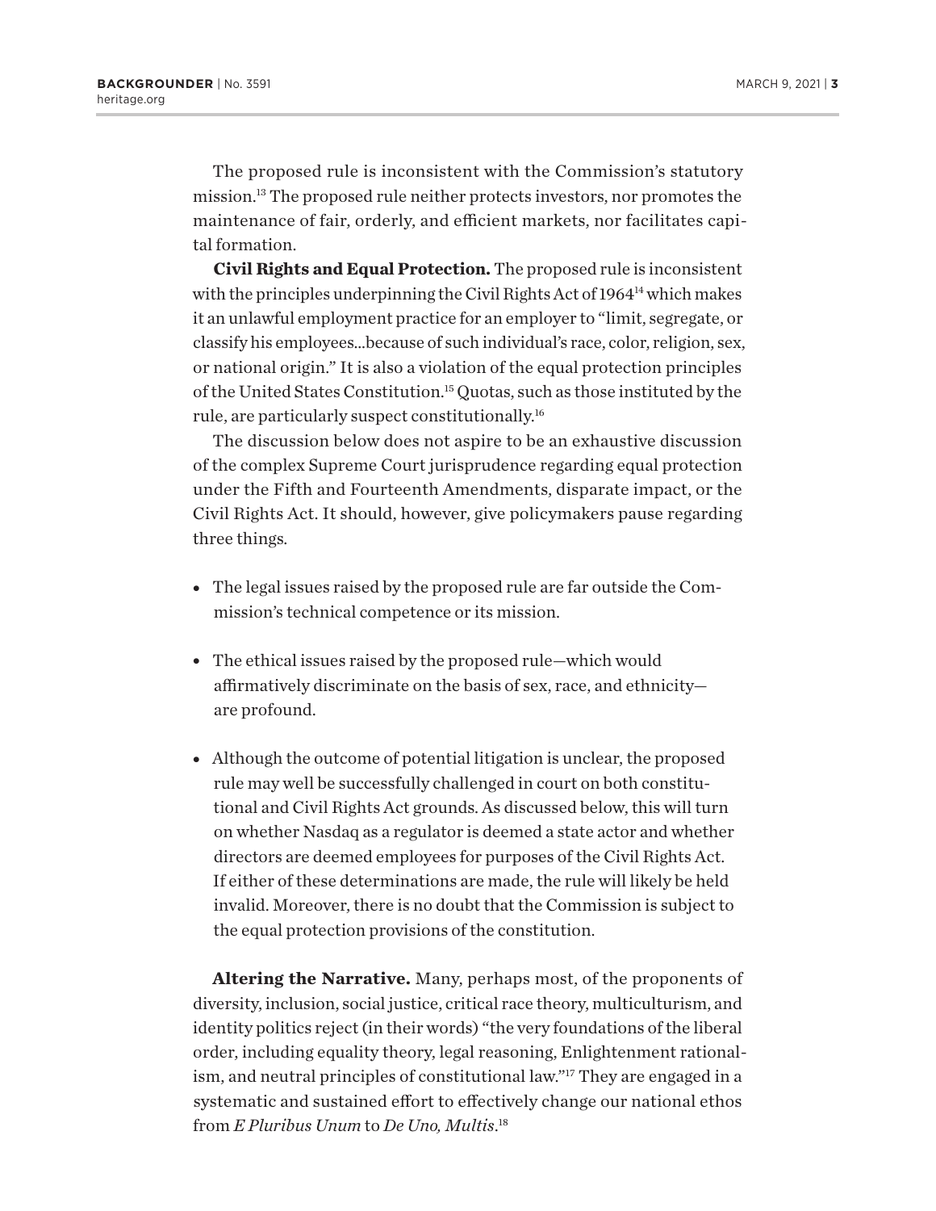The proposed rule is inconsistent with the Commission's statutory mission.[13] The proposed rule neither protects investors, nor promotes the maintenance of fair, orderly, and efficient markets, nor facilitates capital formation.

**Civil Rights and Equal Protection.** The proposed rule is inconsistent with the principles underpinning the Civil Rights Act of 1964[14] which makes it an unlawful employment practice for an employer to "limit, segregate, or classify his employees...because of such individual's race, color, religion, sex, or national origin." It is also a violation of the equal protection principles of the United States Constitution.[15] Quotas, such as those instituted by the rule, are particularly suspect constitutionally.[16]

The discussion below does not aspire to be an exhaustive discussion of the complex Supreme Court jurisprudence regarding equal protection under the Fifth and Fourteenth Amendments, disparate impact, or the Civil Rights Act. It should, however, give policymakers pause regarding three things.

- The legal issues raised by the proposed rule are far outside the Commission's technical competence or its mission.
- The ethical issues raised by the proposed rule—which would affirmatively discriminate on the basis of sex, race, and ethnicity—are profound.
- Although the outcome of potential litigation is unclear, the proposed rule may well be successfully challenged in court on both constitutional and Civil Rights Act grounds. As discussed below, this will turn on whether Nasdaq as a regulator is deemed a state actor and whether directors are deemed employees for purposes of the Civil Rights Act. If either of these determinations are made, the rule will likely be held invalid. Moreover, there is no doubt that the Commission is subject to the equal protection provisions of the constitution.

**Altering the Narrative.** Many, perhaps most, of the proponents of diversity, inclusion, social justice, critical race theory, multiculturism, and identity politics reject (in their words) "the very foundations of the liberal order, including equality theory, legal reasoning, Enlightenment rationalism, and neutral principles of constitutional law."[17] They are engaged in a systematic and sustained effort to effectively change our national ethos from *E Pluribus Unum* to *De Uno, Multis*.[18]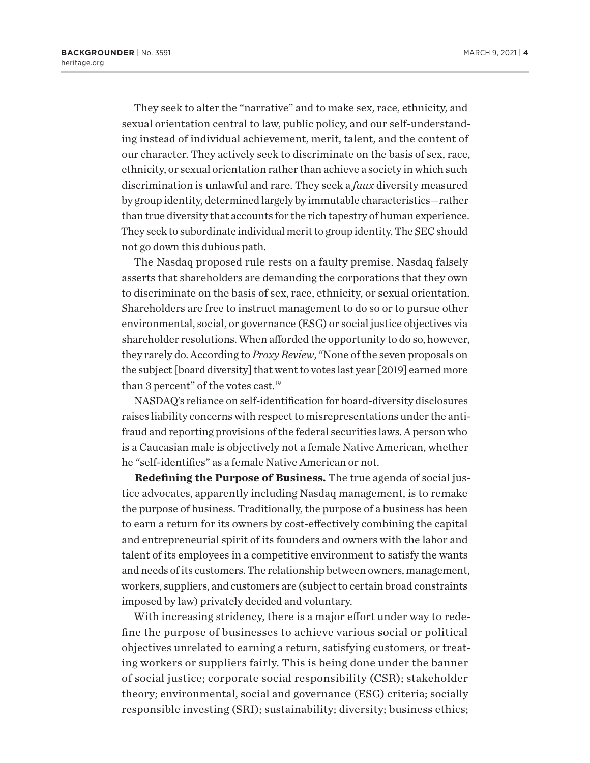They seek to alter the "narrative" and to make sex, race, ethnicity, and sexual orientation central to law, public policy, and our self-understanding instead of individual achievement, merit, talent, and the content of our character. They actively seek to discriminate on the basis of sex, race, ethnicity, or sexual orientation rather than achieve a society in which such discrimination is unlawful and rare. They seek a *faux* diversity measured by group identity, determined largely by immutable characteristics—rather than true diversity that accounts for the rich tapestry of human experience. They seek to subordinate individual merit to group identity. The SEC should not go down this dubious path.

The Nasdaq proposed rule rests on a faulty premise. Nasdaq falsely asserts that shareholders are demanding the corporations that they own to discriminate on the basis of sex, race, ethnicity, or sexual orientation. Shareholders are free to instruct management to do so or to pursue other environmental, social, or governance (ESG) or social justice objectives via shareholder resolutions. When afforded the opportunity to do so, however, they rarely do. According to *Proxy Review*, "None of the seven proposals on the subject [board diversity] that went to votes last year [2019] earned more than 3 percent" of the votes cast.[19]

NASDAQ's reliance on self-identification for board-diversity disclosures raises liability concerns with respect to misrepresentations under the anti-fraud and reporting provisions of the federal securities laws. A person who is a Caucasian male is objectively not a female Native American, whether he "self-identifies" as a female Native American or not.

**Redefining the Purpose of Business.** The true agenda of social justice advocates, apparently including Nasdaq management, is to remake the purpose of business. Traditionally, the purpose of a business has been to earn a return for its owners by cost-effectively combining the capital and entrepreneurial spirit of its founders and owners with the labor and talent of its employees in a competitive environment to satisfy the wants and needs of its customers. The relationship between owners, management, workers, suppliers, and customers are (subject to certain broad constraints imposed by law) privately decided and voluntary.

With increasing stridency, there is a major effort under way to redefine the purpose of businesses to achieve various social or political objectives unrelated to earning a return, satisfying customers, or treating workers or suppliers fairly. This is being done under the banner of social justice; corporate social responsibility (CSR); stakeholder theory; environmental, social and governance (ESG) criteria; socially responsible investing (SRI); sustainability; diversity; business ethics;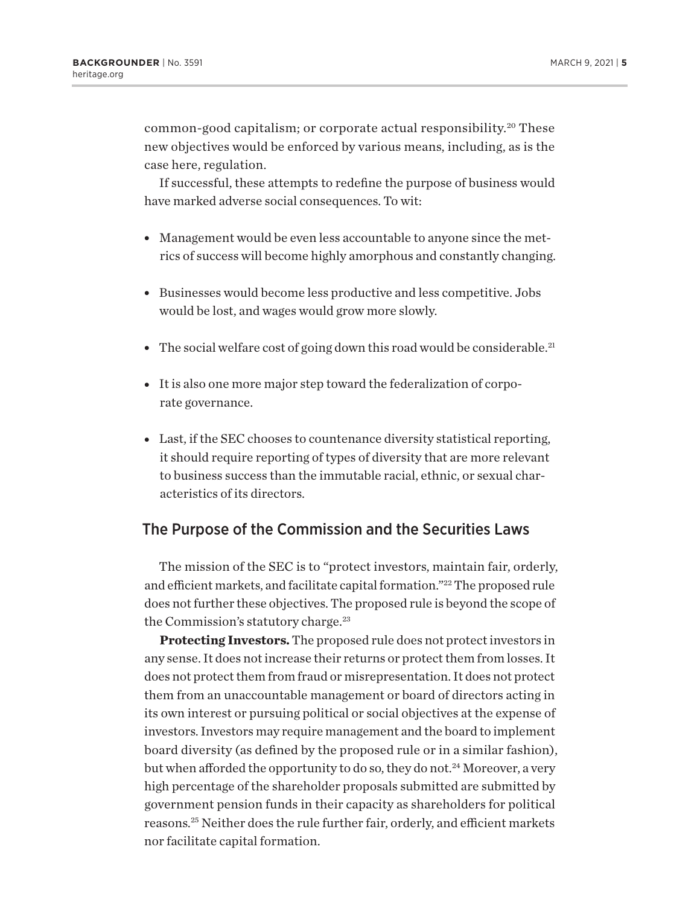common-good capitalism; or corporate actual responsibility.[20] These new objectives would be enforced by various means, including, as is the case here, regulation.

If successful, these attempts to redefine the purpose of business would have marked adverse social consequences. To wit:

- Management would be even less accountable to anyone since the metrics of success will become highly amorphous and constantly changing.
- Businesses would become less productive and less competitive. Jobs would be lost, and wages would grow more slowly.
- The social welfare cost of going down this road would be considerable.[21]
- It is also one more major step toward the federalization of corporate governance.
- Last, if the SEC chooses to countenance diversity statistical reporting, it should require reporting of types of diversity that are more relevant to business success than the immutable racial, ethnic, or sexual characteristics of its directors.

## The Purpose of the Commission and the Securities Laws

The mission of the SEC is to "protect investors, maintain fair, orderly, and efficient markets, and facilitate capital formation."[22] The proposed rule does not further these objectives. The proposed rule is beyond the scope of the Commission's statutory charge.[23]

**Protecting Investors.** The proposed rule does not protect investors in any sense. It does not increase their returns or protect them from losses. It does not protect them from fraud or misrepresentation. It does not protect them from an unaccountable management or board of directors acting in its own interest or pursuing political or social objectives at the expense of investors. Investors may require management and the board to implement board diversity (as defined by the proposed rule or in a similar fashion), but when afforded the opportunity to do so, they do not.[24] Moreover, a very high percentage of the shareholder proposals submitted are submitted by government pension funds in their capacity as shareholders for political reasons.[25] Neither does the rule further fair, orderly, and efficient markets nor facilitate capital formation.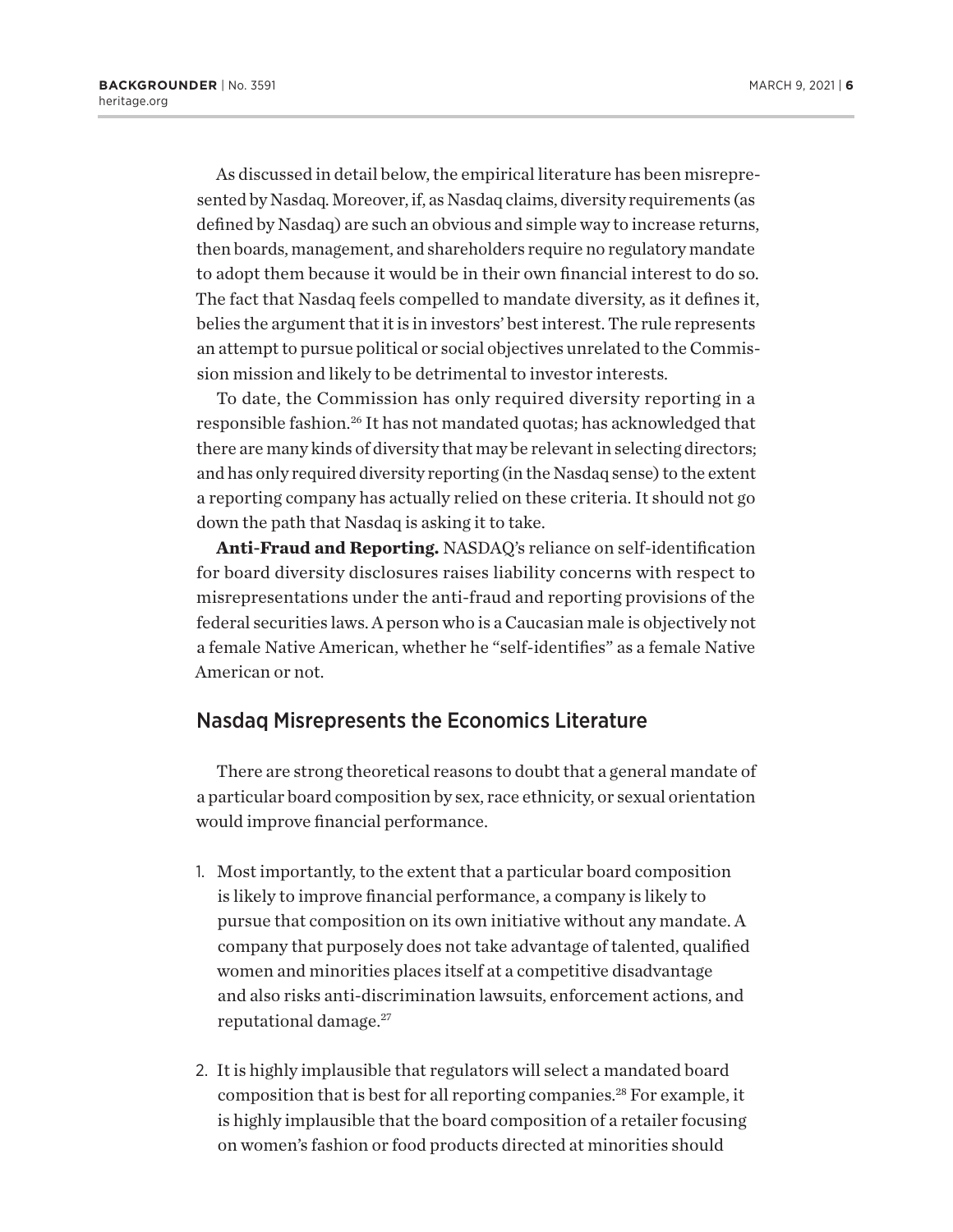As discussed in detail below, the empirical literature has been misrepresented by Nasdaq. Moreover, if, as Nasdaq claims, diversity requirements (as defined by Nasdaq) are such an obvious and simple way to increase returns, then boards, management, and shareholders require no regulatory mandate to adopt them because it would be in their own financial interest to do so. The fact that Nasdaq feels compelled to mandate diversity, as it defines it, belies the argument that it is in investors' best interest. The rule represents an attempt to pursue political or social objectives unrelated to the Commission mission and likely to be detrimental to investor interests.

To date, the Commission has only required diversity reporting in a responsible fashion.[26] It has not mandated quotas; has acknowledged that there are many kinds of diversity that may be relevant in selecting directors; and has only required diversity reporting (in the Nasdaq sense) to the extent a reporting company has actually relied on these criteria. It should not go down the path that Nasdaq is asking it to take.

**Anti-Fraud and Reporting.** NASDAQ's reliance on self-identification for board diversity disclosures raises liability concerns with respect to misrepresentations under the anti-fraud and reporting provisions of the federal securities laws. A person who is a Caucasian male is objectively not a female Native American, whether he "self-identifies" as a female Native American or not.

## Nasdaq Misrepresents the Economics Literature

There are strong theoretical reasons to doubt that a general mandate of a particular board composition by sex, race ethnicity, or sexual orientation would improve financial performance.

1. Most importantly, to the extent that a particular board composition is likely to improve financial performance, a company is likely to pursue that composition on its own initiative without any mandate. A company that purposely does not take advantage of talented, qualified women and minorities places itself at a competitive disadvantage and also risks anti-discrimination lawsuits, enforcement actions, and reputational damage.[27]

2. It is highly implausible that regulators will select a mandated board composition that is best for all reporting companies.[28] For example, it is highly implausible that the board composition of a retailer focusing on women's fashion or food products directed at minorities should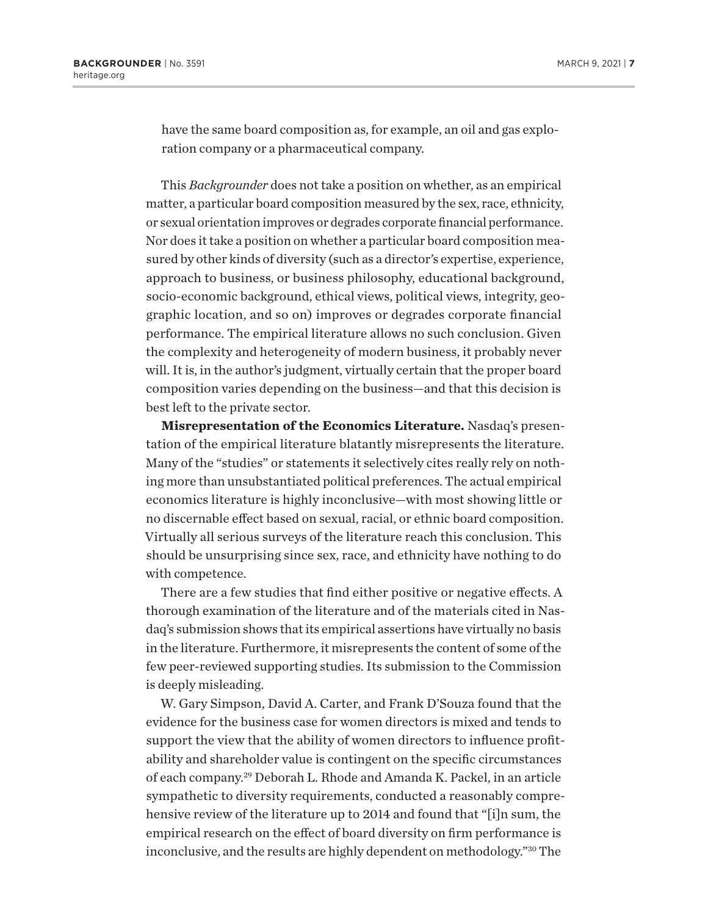have the same board composition as, for example, an oil and gas exploration company or a pharmaceutical company.

This *Backgrounder* does not take a position on whether, as an empirical matter, a particular board composition measured by the sex, race, ethnicity, or sexual orientation improves or degrades corporate financial performance. Nor does it take a position on whether a particular board composition measured by other kinds of diversity (such as a director's expertise, experience, approach to business, or business philosophy, educational background, socio-economic background, ethical views, political views, integrity, geographic location, and so on) improves or degrades corporate financial performance. The empirical literature allows no such conclusion. Given the complexity and heterogeneity of modern business, it probably never will. It is, in the author's judgment, virtually certain that the proper board composition varies depending on the business—and that this decision is best left to the private sector.

**Misrepresentation of the Economics Literature.** Nasdaq's presentation of the empirical literature blatantly misrepresents the literature. Many of the "studies" or statements it selectively cites really rely on nothing more than unsubstantiated political preferences. The actual empirical economics literature is highly inconclusive—with most showing little or no discernable effect based on sexual, racial, or ethnic board composition. Virtually all serious surveys of the literature reach this conclusion. This should be unsurprising since sex, race, and ethnicity have nothing to do with competence.

There are a few studies that find either positive or negative effects. A thorough examination of the literature and of the materials cited in Nasdaq's submission shows that its empirical assertions have virtually no basis in the literature. Furthermore, it misrepresents the content of some of the few peer-reviewed supporting studies. Its submission to the Commission is deeply misleading.

W. Gary Simpson, David A. Carter, and Frank D'Souza found that the evidence for the business case for women directors is mixed and tends to support the view that the ability of women directors to influence profitability and shareholder value is contingent on the specific circumstances of each company.[29] Deborah L. Rhode and Amanda K. Packel, in an article sympathetic to diversity requirements, conducted a reasonably comprehensive review of the literature up to 2014 and found that "[i]n sum, the empirical research on the effect of board diversity on firm performance is inconclusive, and the results are highly dependent on methodology."[30] The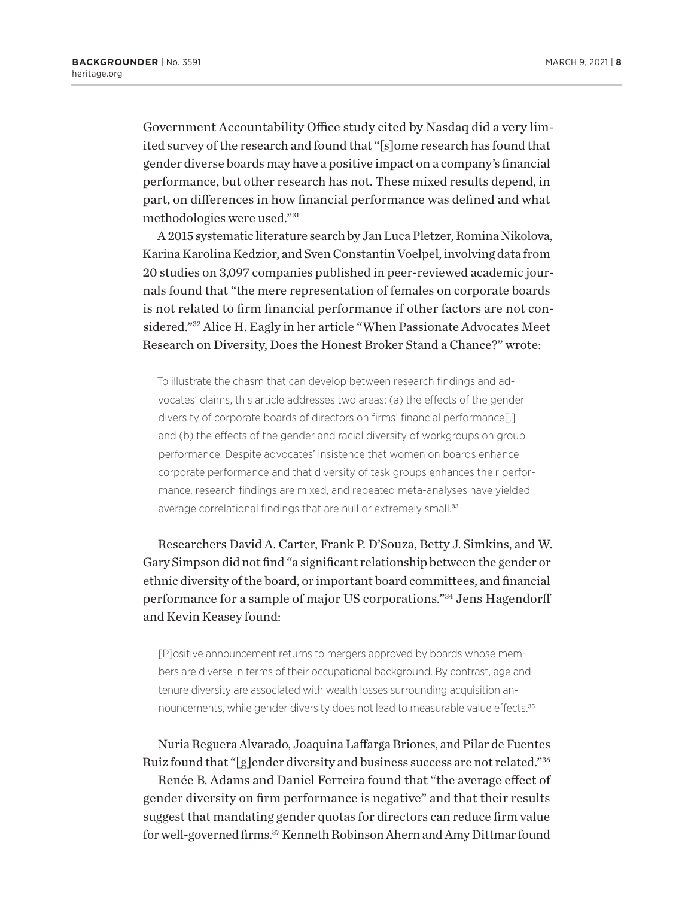Government Accountability Office study cited by Nasdaq did a very limited survey of the research and found that "[s]ome research has found that gender diverse boards may have a positive impact on a company's financial performance, but other research has not. These mixed results depend, in part, on differences in how financial performance was defined and what methodologies were used."[31]

A 2015 systematic literature search by Jan Luca Pletzer, Romina Nikolova, Karina Karolina Kedzior, and Sven Constantin Voelpel, involving data from 20 studies on 3,097 companies published in peer-reviewed academic journals found that "the mere representation of females on corporate boards is not related to firm financial performance if other factors are not considered."[32] Alice H. Eagly in her article "When Passionate Advocates Meet Research on Diversity, Does the Honest Broker Stand a Chance?" wrote:

> To illustrate the chasm that can develop between research findings and advocates' claims, this article addresses two areas: (a) the effects of the gender diversity of corporate boards of directors on firms' financial performance[,] and (b) the effects of the gender and racial diversity of workgroups on group performance. Despite advocates' insistence that women on boards enhance corporate performance and that diversity of task groups enhances their performance, research findings are mixed, and repeated meta-analyses have yielded average correlational findings that are null or extremely small.[33]

Researchers David A. Carter, Frank P. D'Souza, Betty J. Simkins, and W. Gary Simpson did not find "a significant relationship between the gender or ethnic diversity of the board, or important board committees, and financial performance for a sample of major US corporations."[34] Jens Hagendorff and Kevin Keasey found:

> [P]ositive announcement returns to mergers approved by boards whose members are diverse in terms of their occupational background. By contrast, age and tenure diversity are associated with wealth losses surrounding acquisition announcements, while gender diversity does not lead to measurable value effects.[35]

Nuria Reguera Alvarado, Joaquina Laffarga Briones, and Pilar de Fuentes Ruiz found that "[g]ender diversity and business success are not related."[36]

Renée B. Adams and Daniel Ferreira found that "the average effect of gender diversity on firm performance is negative" and that their results suggest that mandating gender quotas for directors can reduce firm value for well-governed firms.[37] Kenneth Robinson Ahern and Amy Dittmar found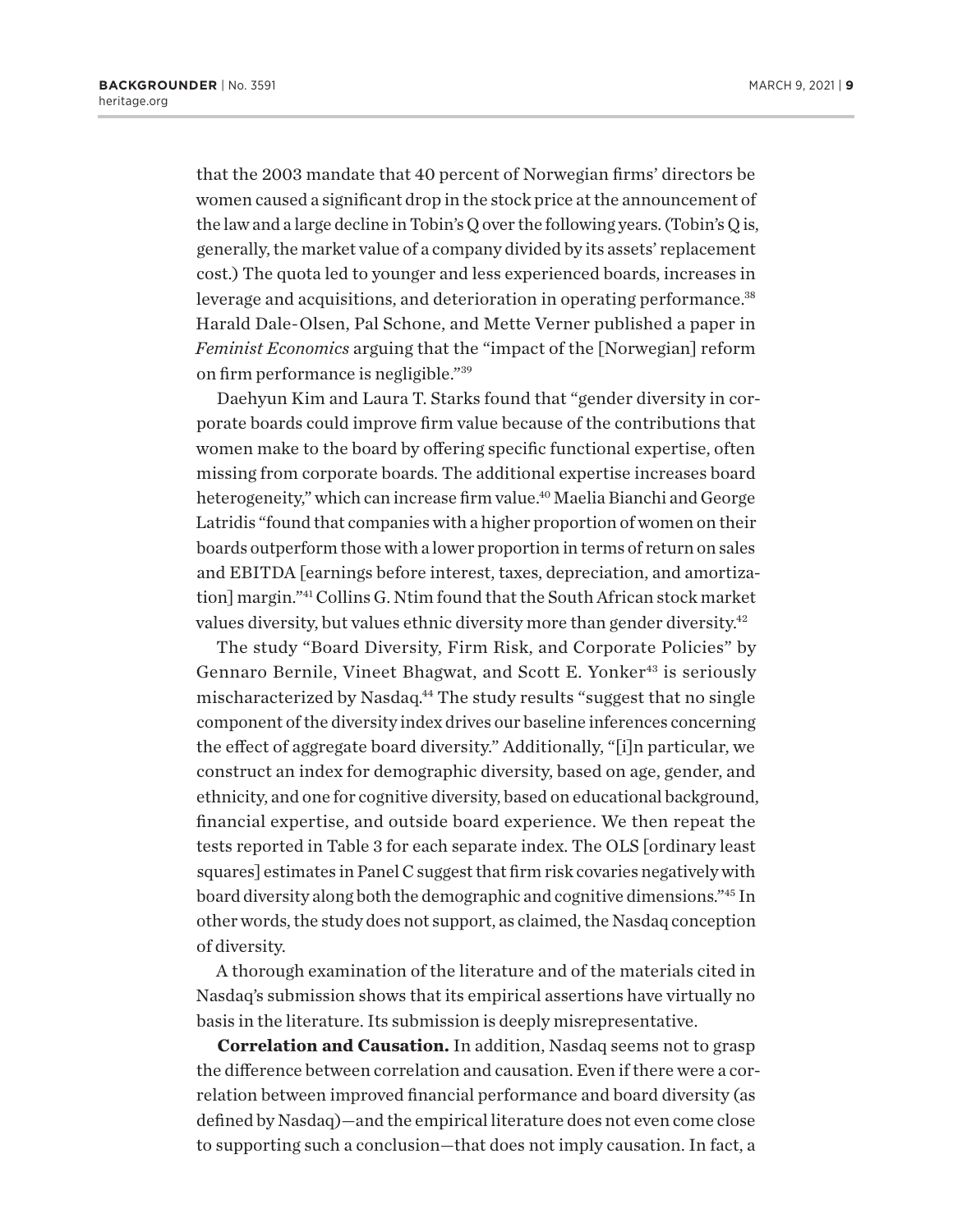that the 2003 mandate that 40 percent of Norwegian firms' directors be women caused a significant drop in the stock price at the announcement of the law and a large decline in Tobin's Q over the following years. (Tobin's Q is, generally, the market value of a company divided by its assets' replacement cost.) The quota led to younger and less experienced boards, increases in leverage and acquisitions, and deterioration in operating performance.[38] Harald Dale-Olsen, Pal Schone, and Mette Verner published a paper in *Feminist Economics* arguing that the "impact of the [Norwegian] reform on firm performance is negligible."[39]

Daehyun Kim and Laura T. Starks found that "gender diversity in corporate boards could improve firm value because of the contributions that women make to the board by offering specific functional expertise, often missing from corporate boards. The additional expertise increases board heterogeneity," which can increase firm value.[40] Maelia Bianchi and George Latridis "found that companies with a higher proportion of women on their boards outperform those with a lower proportion in terms of return on sales and EBITDA [earnings before interest, taxes, depreciation, and amortization] margin."[41] Collins G. Ntim found that the South African stock market values diversity, but values ethnic diversity more than gender diversity.[42]

The study "Board Diversity, Firm Risk, and Corporate Policies" by Gennaro Bernile, Vineet Bhagwat, and Scott E. Yonker[43] is seriously mischaracterized by Nasdaq.[44] The study results "suggest that no single component of the diversity index drives our baseline inferences concerning the effect of aggregate board diversity." Additionally, "[i]n particular, we construct an index for demographic diversity, based on age, gender, and ethnicity, and one for cognitive diversity, based on educational background, financial expertise, and outside board experience. We then repeat the tests reported in Table 3 for each separate index. The OLS [ordinary least squares] estimates in Panel C suggest that firm risk covaries negatively with board diversity along both the demographic and cognitive dimensions."[45] In other words, the study does not support, as claimed, the Nasdaq conception of diversity.

A thorough examination of the literature and of the materials cited in Nasdaq's submission shows that its empirical assertions have virtually no basis in the literature. Its submission is deeply misrepresentative.

**Correlation and Causation.** In addition, Nasdaq seems not to grasp the difference between correlation and causation. Even if there were a correlation between improved financial performance and board diversity (as defined by Nasdaq)—and the empirical literature does not even come close to supporting such a conclusion—that does not imply causation. In fact, a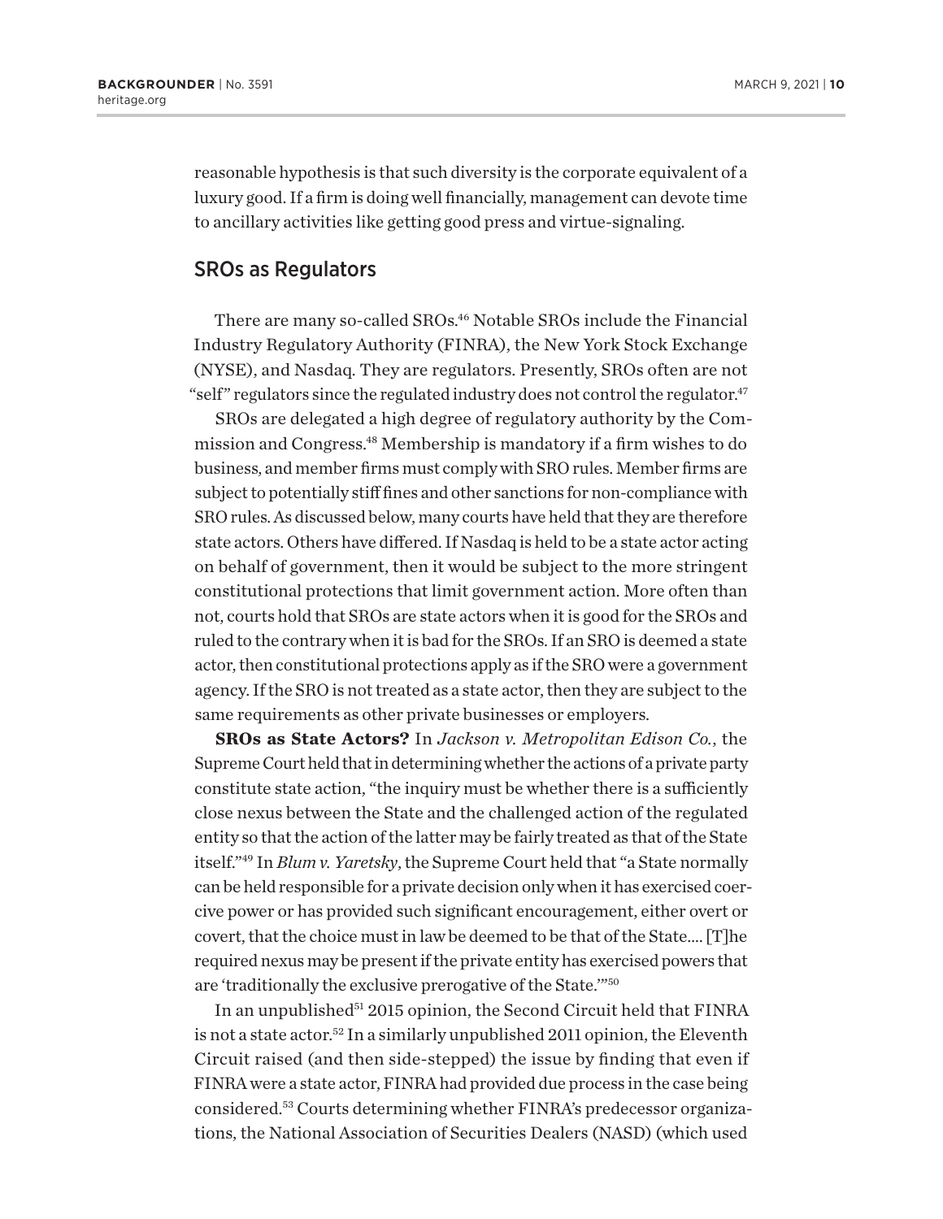reasonable hypothesis is that such diversity is the corporate equivalent of a luxury good. If a firm is doing well financially, management can devote time to ancillary activities like getting good press and virtue-signaling.

## SROs as Regulators

There are many so-called SROs.[46] Notable SROs include the Financial Industry Regulatory Authority (FINRA), the New York Stock Exchange (NYSE), and Nasdaq. They are regulators. Presently, SROs often are not "self" regulators since the regulated industry does not control the regulator.[47]

SROs are delegated a high degree of regulatory authority by the Commission and Congress.[48] Membership is mandatory if a firm wishes to do business, and member firms must comply with SRO rules. Member firms are subject to potentially stiff fines and other sanctions for non-compliance with SRO rules. As discussed below, many courts have held that they are therefore state actors. Others have differed. If Nasdaq is held to be a state actor acting on behalf of government, then it would be subject to the more stringent constitutional protections that limit government action. More often than not, courts hold that SROs are state actors when it is good for the SROs and ruled to the contrary when it is bad for the SROs. If an SRO is deemed a state actor, then constitutional protections apply as if the SRO were a government agency. If the SRO is not treated as a state actor, then they are subject to the same requirements as other private businesses or employers.

**SROs as State Actors?** In *Jackson v. Metropolitan Edison Co.*, the Supreme Court held that in determining whether the actions of a private party constitute state action, "the inquiry must be whether there is a sufficiently close nexus between the State and the challenged action of the regulated entity so that the action of the latter may be fairly treated as that of the State itself."[49] In *Blum v. Yaretsky*, the Supreme Court held that "a State normally can be held responsible for a private decision only when it has exercised coercive power or has provided such significant encouragement, either overt or covert, that the choice must in law be deemed to be that of the State.... [T]he required nexus may be present if the private entity has exercised powers that are 'traditionally the exclusive prerogative of the State.'"[50]

In an unpublished[51] 2015 opinion, the Second Circuit held that FINRA is not a state actor.[52] In a similarly unpublished 2011 opinion, the Eleventh Circuit raised (and then side-stepped) the issue by finding that even if FINRA were a state actor, FINRA had provided due process in the case being considered.[53] Courts determining whether FINRA's predecessor organizations, the National Association of Securities Dealers (NASD) (which used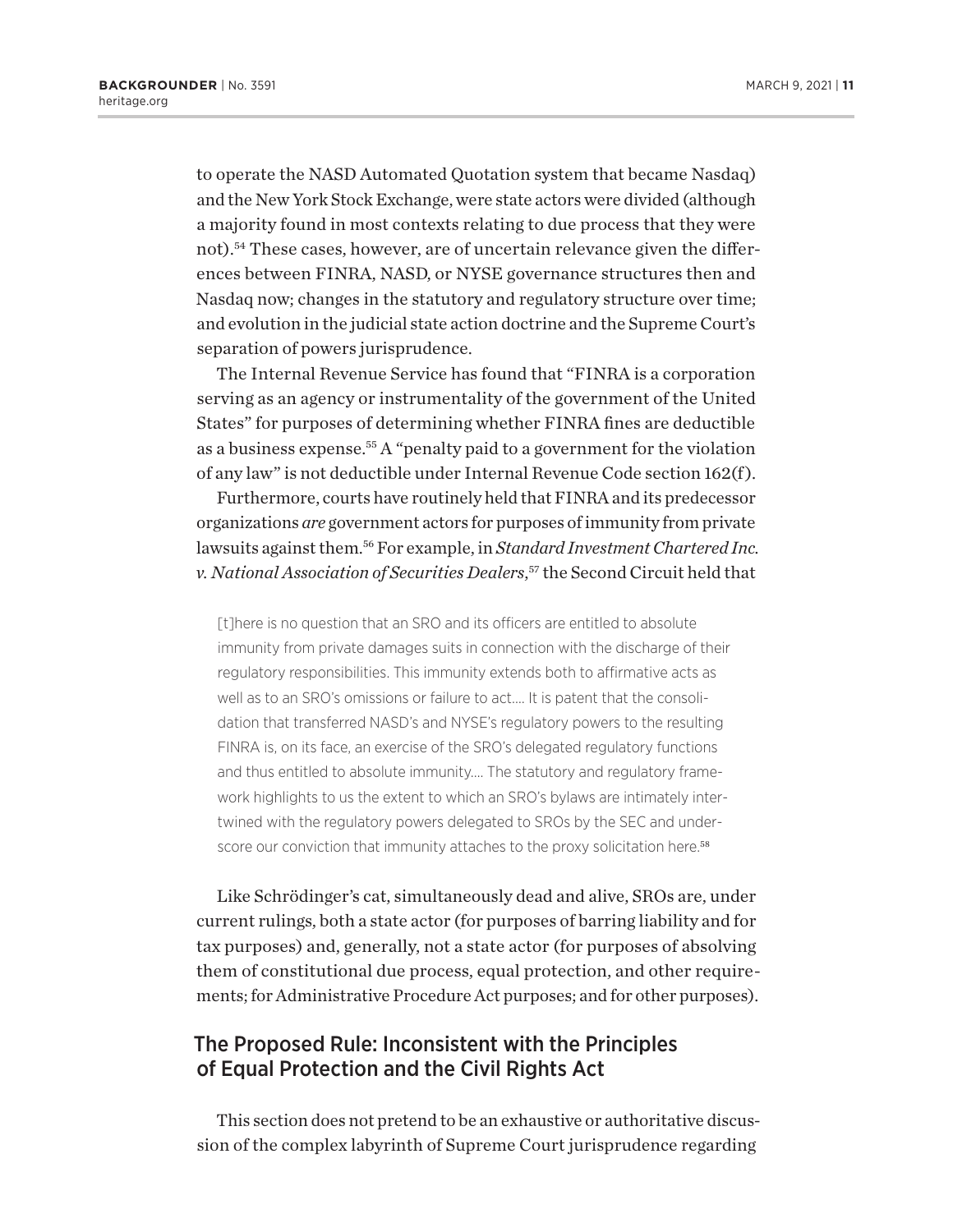to operate the NASD Automated Quotation system that became Nasdaq) and the New York Stock Exchange, were state actors were divided (although a majority found in most contexts relating to due process that they were not).[54] These cases, however, are of uncertain relevance given the differences between FINRA, NASD, or NYSE governance structures then and Nasdaq now; changes in the statutory and regulatory structure over time; and evolution in the judicial state action doctrine and the Supreme Court's separation of powers jurisprudence.

The Internal Revenue Service has found that "FINRA is a corporation serving as an agency or instrumentality of the government of the United States" for purposes of determining whether FINRA fines are deductible as a business expense.[55] A "penalty paid to a government for the violation of any law" is not deductible under Internal Revenue Code section 162(f).

Furthermore, courts have routinely held that FINRA and its predecessor organizations *are* government actors for purposes of immunity from private lawsuits against them.[56] For example, in *Standard Investment Chartered Inc. v. National Association of Securities Dealers*,[57] the Second Circuit held that

> [t]here is no question that an SRO and its officers are entitled to absolute immunity from private damages suits in connection with the discharge of their regulatory responsibilities. This immunity extends both to affirmative acts as well as to an SRO's omissions or failure to act.... It is patent that the consolidation that transferred NASD's and NYSE's regulatory powers to the resulting FINRA is, on its face, an exercise of the SRO's delegated regulatory functions and thus entitled to absolute immunity.... The statutory and regulatory framework highlights to us the extent to which an SRO's bylaws are intimately intertwined with the regulatory powers delegated to SROs by the SEC and underscore our conviction that immunity attaches to the proxy solicitation here.[58]

Like Schrödinger's cat, simultaneously dead and alive, SROs are, under current rulings, both a state actor (for purposes of barring liability and for tax purposes) and, generally, not a state actor (for purposes of absolving them of constitutional due process, equal protection, and other requirements; for Administrative Procedure Act purposes; and for other purposes).

## The Proposed Rule: Inconsistent with the Principles of Equal Protection and the Civil Rights Act

This section does not pretend to be an exhaustive or authoritative discussion of the complex labyrinth of Supreme Court jurisprudence regarding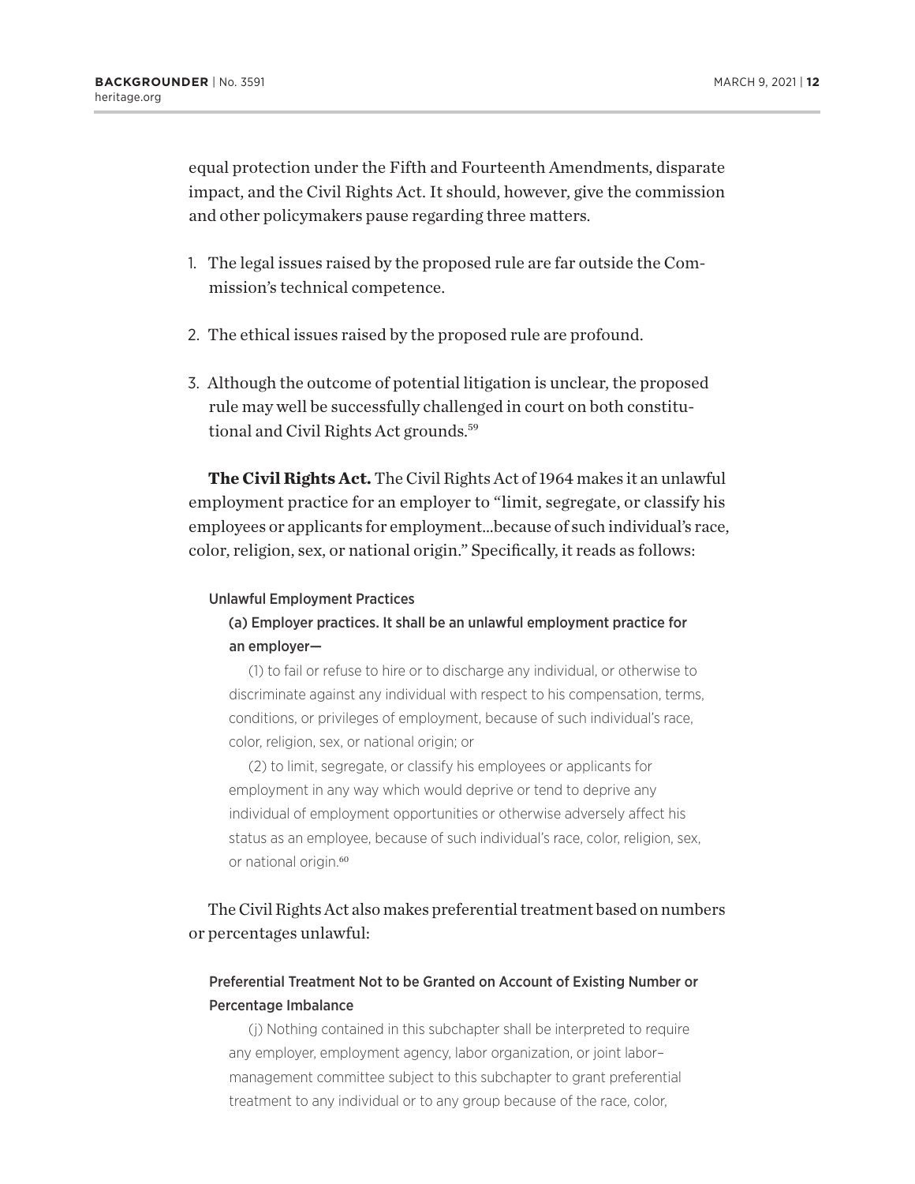equal protection under the Fifth and Fourteenth Amendments, disparate impact, and the Civil Rights Act. It should, however, give the commission and other policymakers pause regarding three matters.

1. The legal issues raised by the proposed rule are far outside the Commission's technical competence.
2. The ethical issues raised by the proposed rule are profound.
3. Although the outcome of potential litigation is unclear, the proposed rule may well be successfully challenged in court on both constitutional and Civil Rights Act grounds.[59]

**The Civil Rights Act.** The Civil Rights Act of 1964 makes it an unlawful employment practice for an employer to "limit, segregate, or classify his employees or applicants for employment...because of such individual's race, color, religion, sex, or national origin." Specifically, it reads as follows:

> Unlawful Employment Practices
>
> (a) Employer practices. It shall be an unlawful employment practice for an employer—
>
> (1) to fail or refuse to hire or to discharge any individual, or otherwise to discriminate against any individual with respect to his compensation, terms, conditions, or privileges of employment, because of such individual's race, color, religion, sex, or national origin; or
>
> (2) to limit, segregate, or classify his employees or applicants for employment in any way which would deprive or tend to deprive any individual of employment opportunities or otherwise adversely affect his status as an employee, because of such individual's race, color, religion, sex, or national origin.[60]

The Civil Rights Act also makes preferential treatment based on numbers or percentages unlawful:

> Preferential Treatment Not to be Granted on Account of Existing Number or Percentage Imbalance
>
> (j) Nothing contained in this subchapter shall be interpreted to require any employer, employment agency, labor organization, or joint labor–management committee subject to this subchapter to grant preferential treatment to any individual or to any group because of the race, color,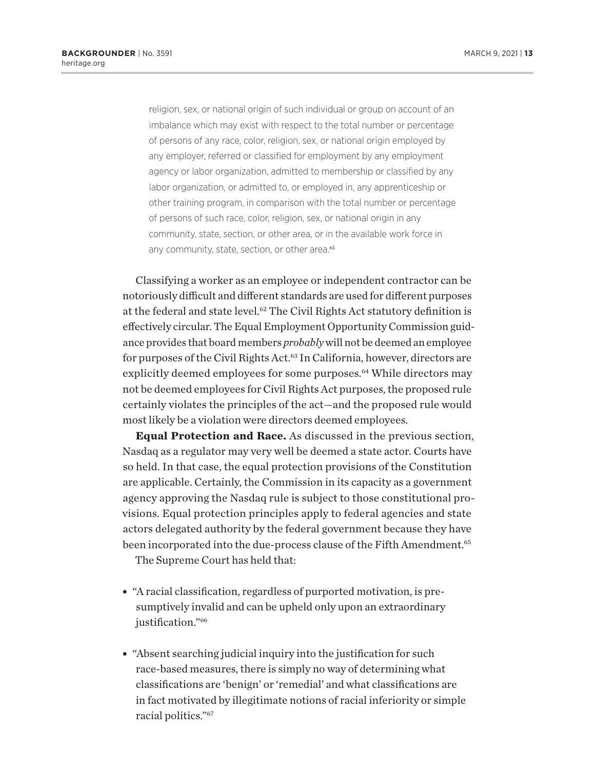> religion, sex, or national origin of such individual or group on account of an imbalance which may exist with respect to the total number or percentage of persons of any race, color, religion, sex, or national origin employed by any employer, referred or classified for employment by any employment agency or labor organization, admitted to membership or classified by any labor organization, or admitted to, or employed in, any apprenticeship or other training program, in comparison with the total number or percentage of persons of such race, color, religion, sex, or national origin in any community, state, section, or other area, or in the available work force in any community, state, section, or other area.[61]

Classifying a worker as an employee or independent contractor can be notoriously difficult and different standards are used for different purposes at the federal and state level.[62] The Civil Rights Act statutory definition is effectively circular. The Equal Employment Opportunity Commission guidance provides that board members *probably* will not be deemed an employee for purposes of the Civil Rights Act.[63] In California, however, directors are explicitly deemed employees for some purposes.[64] While directors may not be deemed employees for Civil Rights Act purposes, the proposed rule certainly violates the principles of the act—and the proposed rule would most likely be a violation were directors deemed employees.

**Equal Protection and Race.** As discussed in the previous section, Nasdaq as a regulator may very well be deemed a state actor. Courts have so held. In that case, the equal protection provisions of the Constitution are applicable. Certainly, the Commission in its capacity as a government agency approving the Nasdaq rule is subject to those constitutional provisions. Equal protection principles apply to federal agencies and state actors delegated authority by the federal government because they have been incorporated into the due-process clause of the Fifth Amendment.[65]

The Supreme Court has held that:

- "A racial classification, regardless of purported motivation, is presumptively invalid and can be upheld only upon an extraordinary justification."[66]
- "Absent searching judicial inquiry into the justification for such race-based measures, there is simply no way of determining what classifications are 'benign' or 'remedial' and what classifications are in fact motivated by illegitimate notions of racial inferiority or simple racial politics."[67]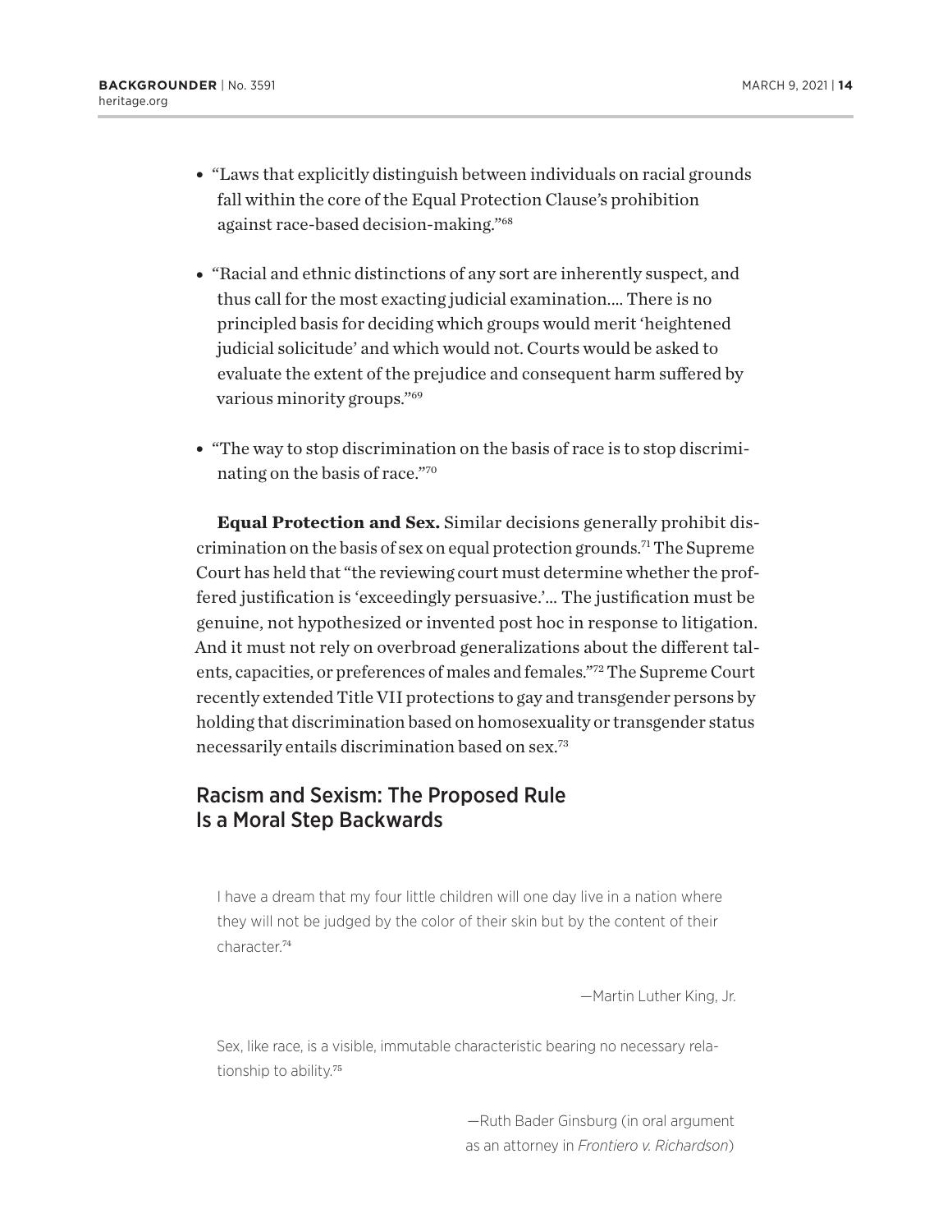- "Laws that explicitly distinguish between individuals on racial grounds fall within the core of the Equal Protection Clause's prohibition against race-based decision-making."[68]

- "Racial and ethnic distinctions of any sort are inherently suspect, and thus call for the most exacting judicial examination.... There is no principled basis for deciding which groups would merit 'heightened judicial solicitude' and which would not. Courts would be asked to evaluate the extent of the prejudice and consequent harm suffered by various minority groups."[69]

- "The way to stop discrimination on the basis of race is to stop discriminating on the basis of race."[70]

**Equal Protection and Sex.** Similar decisions generally prohibit discrimination on the basis of sex on equal protection grounds.[71] The Supreme Court has held that "the reviewing court must determine whether the proffered justification is 'exceedingly persuasive.'... The justification must be genuine, not hypothesized or invented post hoc in response to litigation. And it must not rely on overbroad generalizations about the different talents, capacities, or preferences of males and females."[72] The Supreme Court recently extended Title VII protections to gay and transgender persons by holding that discrimination based on homosexuality or transgender status necessarily entails discrimination based on sex.[73]

## Racism and Sexism: The Proposed Rule Is a Moral Step Backwards

> I have a dream that my four little children will one day live in a nation where they will not be judged by the color of their skin but by the content of their character.[74]
>
> —Martin Luther King, Jr.

> Sex, like race, is a visible, immutable characteristic bearing no necessary relationship to ability.[75]
>
> —Ruth Bader Ginsburg (in oral argument as an attorney in *Frontiero v. Richardson*)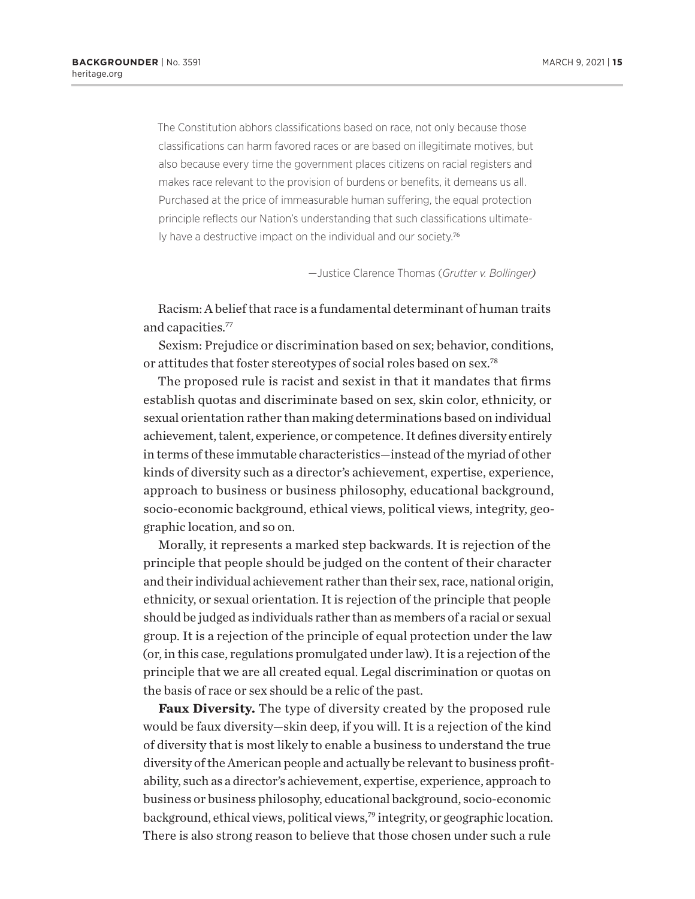> The Constitution abhors classifications based on race, not only because those classifications can harm favored races or are based on illegitimate motives, but also because every time the government places citizens on racial registers and makes race relevant to the provision of burdens or benefits, it demeans us all. Purchased at the price of immeasurable human suffering, the equal protection principle reflects our Nation's understanding that such classifications ultimately have a destructive impact on the individual and our society.[76]
>
> —Justice Clarence Thomas (*Grutter v. Bollinger)*

Racism: A belief that race is a fundamental determinant of human traits and capacities.[77]

Sexism: Prejudice or discrimination based on sex; behavior, conditions, or attitudes that foster stereotypes of social roles based on sex.[78]

The proposed rule is racist and sexist in that it mandates that firms establish quotas and discriminate based on sex, skin color, ethnicity, or sexual orientation rather than making determinations based on individual achievement, talent, experience, or competence. It defines diversity entirely in terms of these immutable characteristics—instead of the myriad of other kinds of diversity such as a director's achievement, expertise, experience, approach to business or business philosophy, educational background, socio-economic background, ethical views, political views, integrity, geographic location, and so on.

Morally, it represents a marked step backwards. It is rejection of the principle that people should be judged on the content of their character and their individual achievement rather than their sex, race, national origin, ethnicity, or sexual orientation. It is rejection of the principle that people should be judged as individuals rather than as members of a racial or sexual group. It is a rejection of the principle of equal protection under the law (or, in this case, regulations promulgated under law). It is a rejection of the principle that we are all created equal. Legal discrimination or quotas on the basis of race or sex should be a relic of the past.

**Faux Diversity.** The type of diversity created by the proposed rule would be faux diversity—skin deep, if you will. It is a rejection of the kind of diversity that is most likely to enable a business to understand the true diversity of the American people and actually be relevant to business profitability, such as a director's achievement, expertise, experience, approach to business or business philosophy, educational background, socio-economic background, ethical views, political views,[79] integrity, or geographic location. There is also strong reason to believe that those chosen under such a rule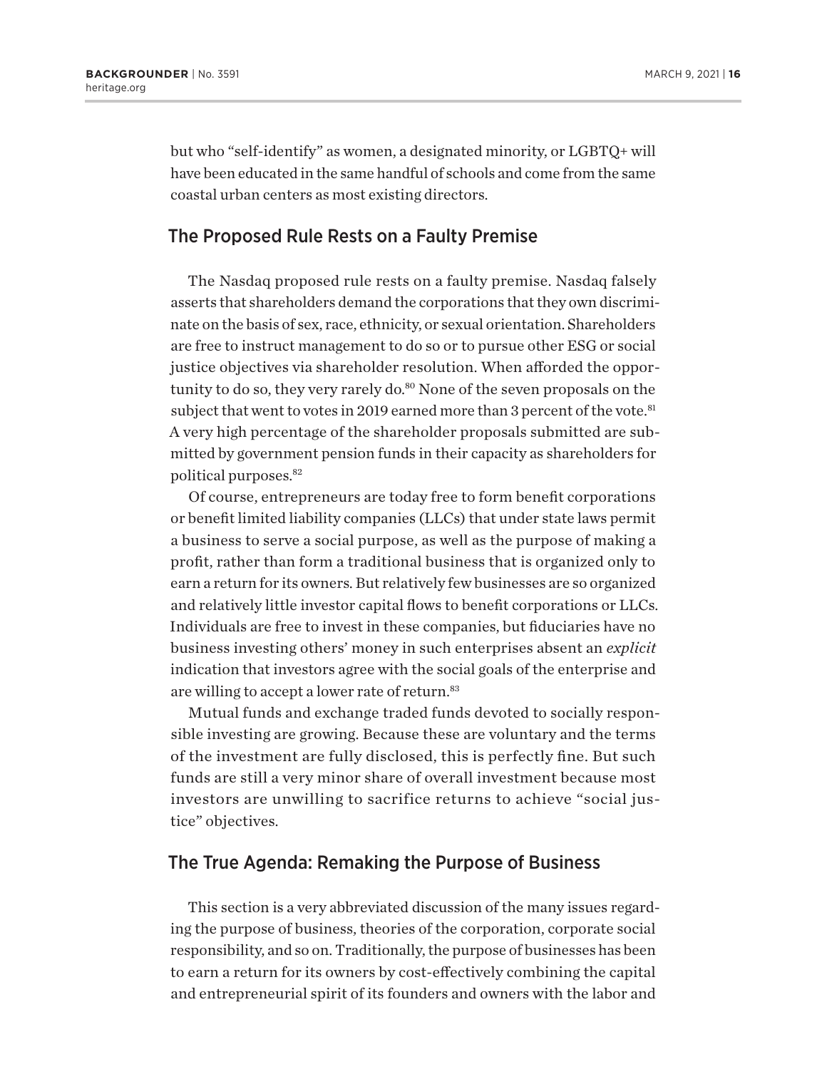but who "self-identify" as women, a designated minority, or LGBTQ+ will have been educated in the same handful of schools and come from the same coastal urban centers as most existing directors.

## The Proposed Rule Rests on a Faulty Premise

The Nasdaq proposed rule rests on a faulty premise. Nasdaq falsely asserts that shareholders demand the corporations that they own discriminate on the basis of sex, race, ethnicity, or sexual orientation. Shareholders are free to instruct management to do so or to pursue other ESG or social justice objectives via shareholder resolution. When afforded the opportunity to do so, they very rarely do.[80] None of the seven proposals on the subject that went to votes in 2019 earned more than 3 percent of the vote.[81] A very high percentage of the shareholder proposals submitted are submitted by government pension funds in their capacity as shareholders for political purposes.[82]

Of course, entrepreneurs are today free to form benefit corporations or benefit limited liability companies (LLCs) that under state laws permit a business to serve a social purpose, as well as the purpose of making a profit, rather than form a traditional business that is organized only to earn a return for its owners. But relatively few businesses are so organized and relatively little investor capital flows to benefit corporations or LLCs. Individuals are free to invest in these companies, but fiduciaries have no business investing others' money in such enterprises absent an *explicit* indication that investors agree with the social goals of the enterprise and are willing to accept a lower rate of return.[83]

Mutual funds and exchange traded funds devoted to socially responsible investing are growing. Because these are voluntary and the terms of the investment are fully disclosed, this is perfectly fine. But such funds are still a very minor share of overall investment because most investors are unwilling to sacrifice returns to achieve "social justice" objectives.

## The True Agenda: Remaking the Purpose of Business

This section is a very abbreviated discussion of the many issues regarding the purpose of business, theories of the corporation, corporate social responsibility, and so on. Traditionally, the purpose of businesses has been to earn a return for its owners by cost-effectively combining the capital and entrepreneurial spirit of its founders and owners with the labor and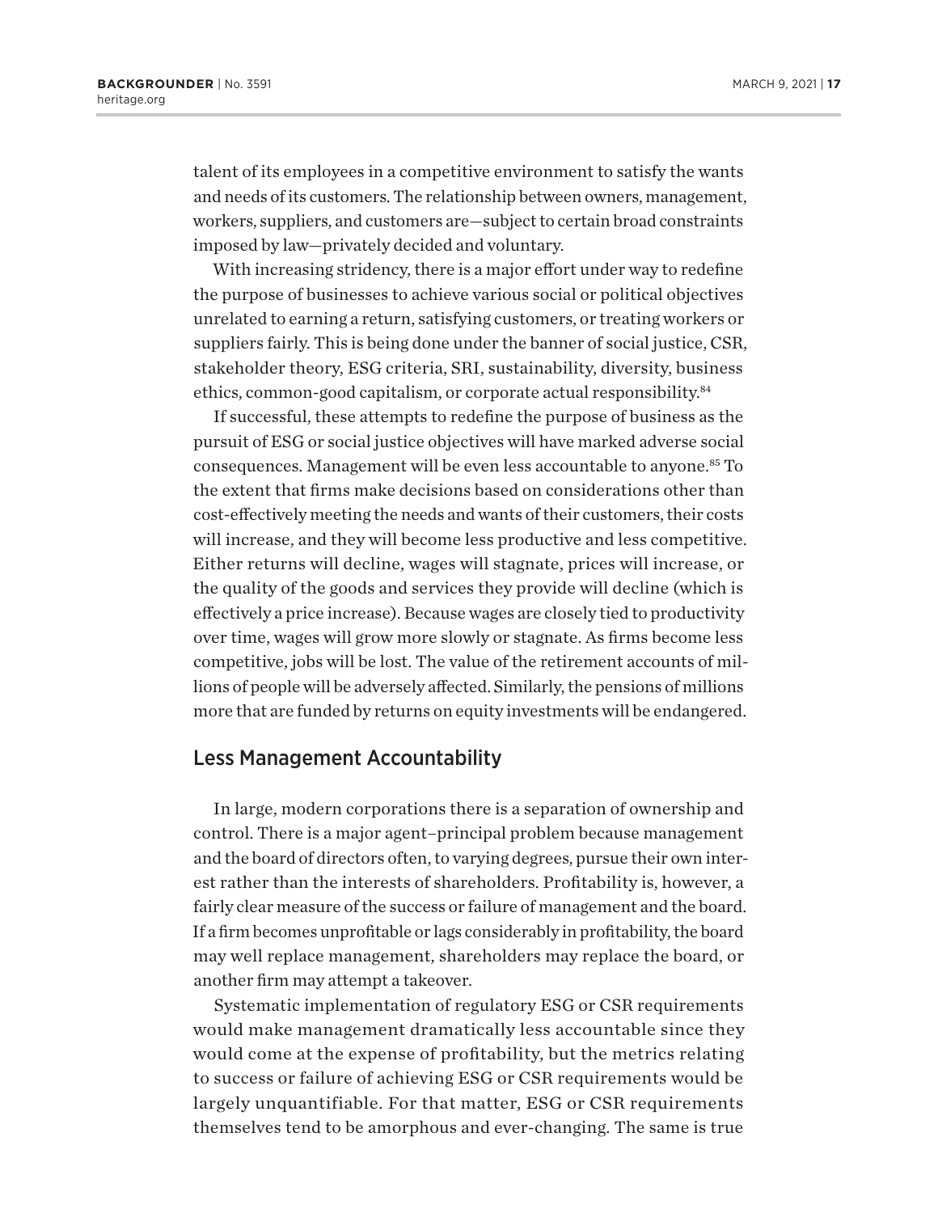talent of its employees in a competitive environment to satisfy the wants and needs of its customers. The relationship between owners, management, workers, suppliers, and customers are—subject to certain broad constraints imposed by law—privately decided and voluntary.

With increasing stridency, there is a major effort under way to redefine the purpose of businesses to achieve various social or political objectives unrelated to earning a return, satisfying customers, or treating workers or suppliers fairly. This is being done under the banner of social justice, CSR, stakeholder theory, ESG criteria, SRI, sustainability, diversity, business ethics, common-good capitalism, or corporate actual responsibility.[84]

If successful, these attempts to redefine the purpose of business as the pursuit of ESG or social justice objectives will have marked adverse social consequences. Management will be even less accountable to anyone.[85] To the extent that firms make decisions based on considerations other than cost-effectively meeting the needs and wants of their customers, their costs will increase, and they will become less productive and less competitive. Either returns will decline, wages will stagnate, prices will increase, or the quality of the goods and services they provide will decline (which is effectively a price increase). Because wages are closely tied to productivity over time, wages will grow more slowly or stagnate. As firms become less competitive, jobs will be lost. The value of the retirement accounts of millions of people will be adversely affected. Similarly, the pensions of millions more that are funded by returns on equity investments will be endangered.

## Less Management Accountability

In large, modern corporations there is a separation of ownership and control. There is a major agent–principal problem because management and the board of directors often, to varying degrees, pursue their own interest rather than the interests of shareholders. Profitability is, however, a fairly clear measure of the success or failure of management and the board. If a firm becomes unprofitable or lags considerably in profitability, the board may well replace management, shareholders may replace the board, or another firm may attempt a takeover.

Systematic implementation of regulatory ESG or CSR requirements would make management dramatically less accountable since they would come at the expense of profitability, but the metrics relating to success or failure of achieving ESG or CSR requirements would be largely unquantifiable. For that matter, ESG or CSR requirements themselves tend to be amorphous and ever-changing. The same is true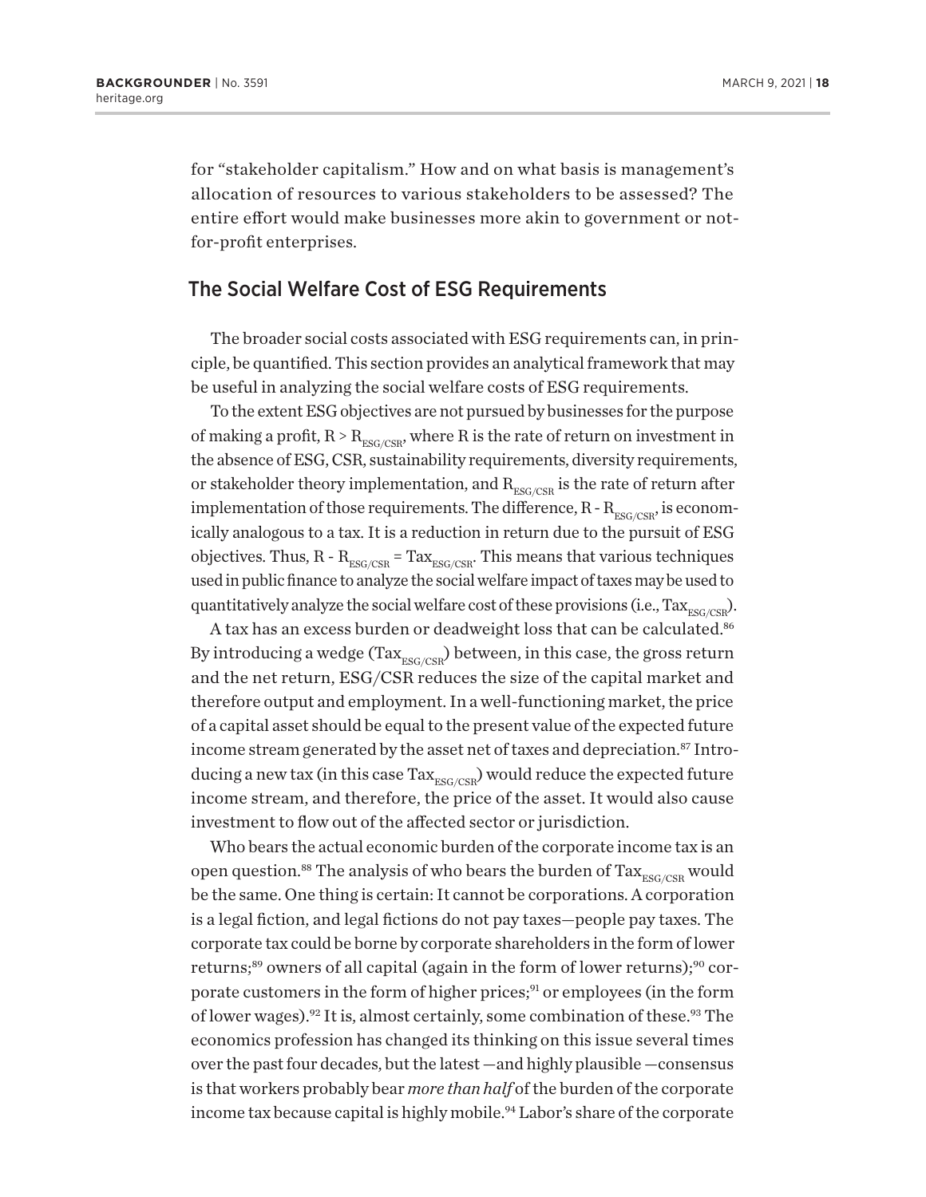for "stakeholder capitalism." How and on what basis is management's allocation of resources to various stakeholders to be assessed? The entire effort would make businesses more akin to government or not-for-profit enterprises.

## The Social Welfare Cost of ESG Requirements

The broader social costs associated with ESG requirements can, in principle, be quantified. This section provides an analytical framework that may be useful in analyzing the social welfare costs of ESG requirements.

To the extent ESG objectives are not pursued by businesses for the purpose of making a profit, $R > R_{ESG/CSR}$, where R is the rate of return on investment in the absence of ESG, CSR, sustainability requirements, diversity requirements, or stakeholder theory implementation, and $R_{ESG/CSR}$ is the rate of return after implementation of those requirements. The difference, $R - R_{ESG/CSR}$, is economically analogous to a tax. It is a reduction in return due to the pursuit of ESG objectives. Thus, $R - R_{ESG/CSR} = Tax_{ESG/CSR}$. This means that various techniques used in public finance to analyze the social welfare impact of taxes may be used to quantitatively analyze the social welfare cost of these provisions (i.e., $Tax_{ESG/CSR}$).

A tax has an excess burden or deadweight loss that can be calculated.[86] By introducing a wedge ($Tax_{ESG/CSR}$) between, in this case, the gross return and the net return, ESG/CSR reduces the size of the capital market and therefore output and employment. In a well-functioning market, the price of a capital asset should be equal to the present value of the expected future income stream generated by the asset net of taxes and depreciation.[87] Introducing a new tax (in this case $Tax_{ESG/CSR}$) would reduce the expected future income stream, and therefore, the price of the asset. It would also cause investment to flow out of the affected sector or jurisdiction.

Who bears the actual economic burden of the corporate income tax is an open question.[88] The analysis of who bears the burden of $Tax_{ESG/CSR}$ would be the same. One thing is certain: It cannot be corporations. A corporation is a legal fiction, and legal fictions do not pay taxes—people pay taxes. The corporate tax could be borne by corporate shareholders in the form of lower returns;[89] owners of all capital (again in the form of lower returns);[90] corporate customers in the form of higher prices;[91] or employees (in the form of lower wages).[92] It is, almost certainly, some combination of these.[93] The economics profession has changed its thinking on this issue several times over the past four decades, but the latest—and highly plausible—consensus is that workers probably bear *more than half* of the burden of the corporate income tax because capital is highly mobile.[94] Labor's share of the corporate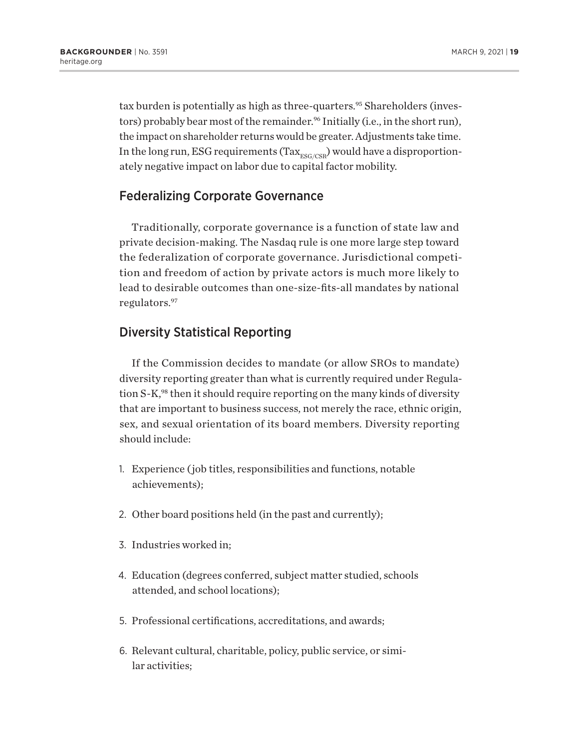tax burden is potentially as high as three-quarters.[95] Shareholders (investors) probably bear most of the remainder.[96] Initially (i.e., in the short run), the impact on shareholder returns would be greater. Adjustments take time. In the long run, ESG requirements ($Tax_{ESG/CSR}$) would have a disproportionately negative impact on labor due to capital factor mobility.

## Federalizing Corporate Governance

Traditionally, corporate governance is a function of state law and private decision-making. The Nasdaq rule is one more large step toward the federalization of corporate governance. Jurisdictional competition and freedom of action by private actors is much more likely to lead to desirable outcomes than one-size-fits-all mandates by national regulators.[97]

## Diversity Statistical Reporting

If the Commission decides to mandate (or allow SROs to mandate) diversity reporting greater than what is currently required under Regulation S-K,[98] then it should require reporting on the many kinds of diversity that are important to business success, not merely the race, ethnic origin, sex, and sexual orientation of its board members. Diversity reporting should include:

1. Experience (job titles, responsibilities and functions, notable achievements);
2. Other board positions held (in the past and currently);
3. Industries worked in;
4. Education (degrees conferred, subject matter studied, schools attended, and school locations);
5. Professional certifications, accreditations, and awards;
6. Relevant cultural, charitable, policy, public service, or similar activities;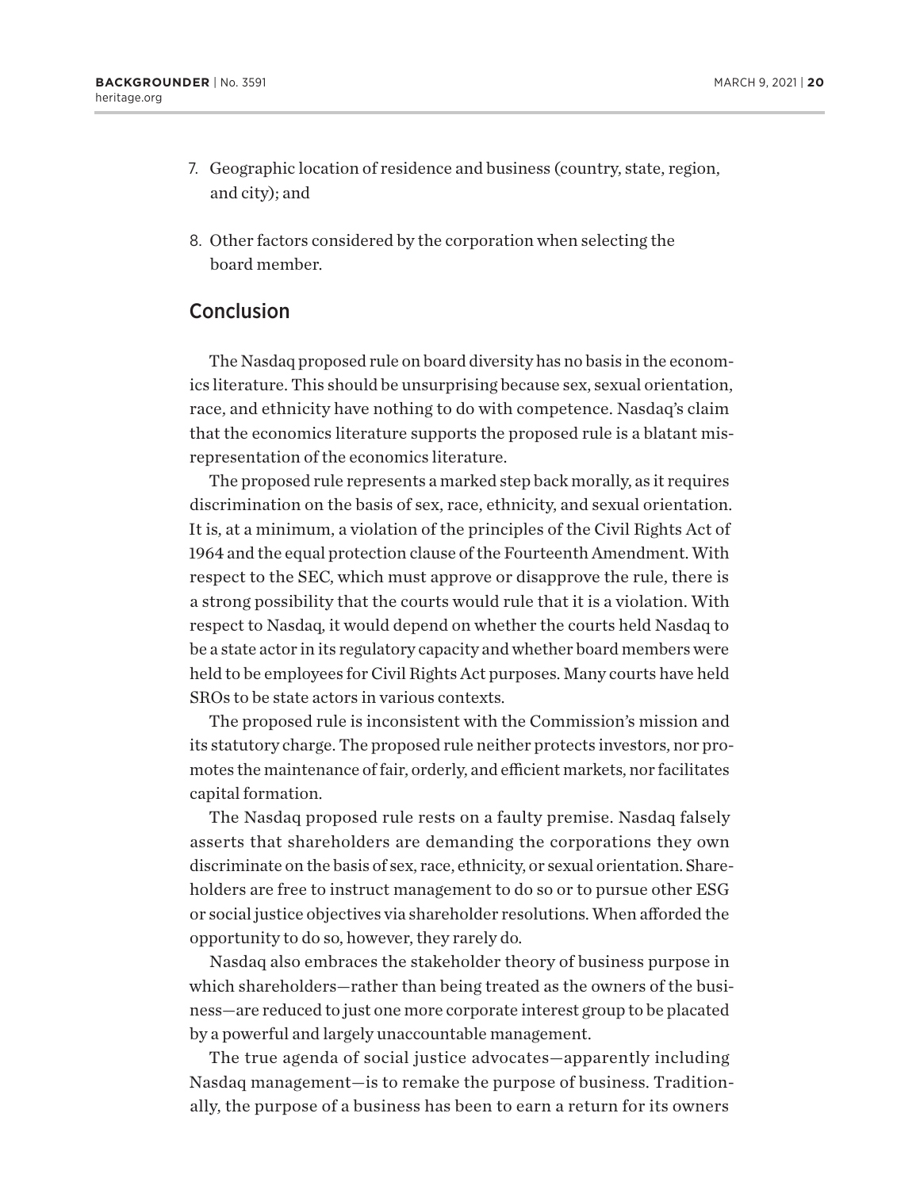7. Geographic location of residence and business (country, state, region, and city); and

8. Other factors considered by the corporation when selecting the board member.

## Conclusion

The Nasdaq proposed rule on board diversity has no basis in the economics literature. This should be unsurprising because sex, sexual orientation, race, and ethnicity have nothing to do with competence. Nasdaq's claim that the economics literature supports the proposed rule is a blatant misrepresentation of the economics literature.

The proposed rule represents a marked step back morally, as it requires discrimination on the basis of sex, race, ethnicity, and sexual orientation. It is, at a minimum, a violation of the principles of the Civil Rights Act of 1964 and the equal protection clause of the Fourteenth Amendment. With respect to the SEC, which must approve or disapprove the rule, there is a strong possibility that the courts would rule that it is a violation. With respect to Nasdaq, it would depend on whether the courts held Nasdaq to be a state actor in its regulatory capacity and whether board members were held to be employees for Civil Rights Act purposes. Many courts have held SROs to be state actors in various contexts.

The proposed rule is inconsistent with the Commission's mission and its statutory charge. The proposed rule neither protects investors, nor promotes the maintenance of fair, orderly, and efficient markets, nor facilitates capital formation.

The Nasdaq proposed rule rests on a faulty premise. Nasdaq falsely asserts that shareholders are demanding the corporations they own discriminate on the basis of sex, race, ethnicity, or sexual orientation. Shareholders are free to instruct management to do so or to pursue other ESG or social justice objectives via shareholder resolutions. When afforded the opportunity to do so, however, they rarely do.

Nasdaq also embraces the stakeholder theory of business purpose in which shareholders—rather than being treated as the owners of the business—are reduced to just one more corporate interest group to be placated by a powerful and largely unaccountable management.

The true agenda of social justice advocates—apparently including Nasdaq management—is to remake the purpose of business. Traditionally, the purpose of a business has been to earn a return for its owners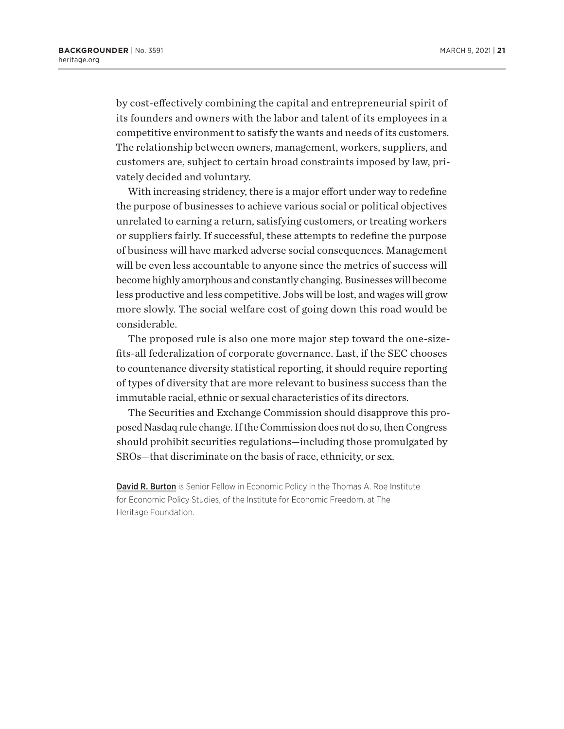by cost-effectively combining the capital and entrepreneurial spirit of its founders and owners with the labor and talent of its employees in a competitive environment to satisfy the wants and needs of its customers. The relationship between owners, management, workers, suppliers, and customers are, subject to certain broad constraints imposed by law, privately decided and voluntary.

With increasing stridency, there is a major effort under way to redefine the purpose of businesses to achieve various social or political objectives unrelated to earning a return, satisfying customers, or treating workers or suppliers fairly. If successful, these attempts to redefine the purpose of business will have marked adverse social consequences. Management will be even less accountable to anyone since the metrics of success will become highly amorphous and constantly changing. Businesses will become less productive and less competitive. Jobs will be lost, and wages will grow more slowly. The social welfare cost of going down this road would be considerable.

The proposed rule is also one more major step toward the one-size-fits-all federalization of corporate governance. Last, if the SEC chooses to countenance diversity statistical reporting, it should require reporting of types of diversity that are more relevant to business success than the immutable racial, ethnic or sexual characteristics of its directors.

The Securities and Exchange Commission should disapprove this proposed Nasdaq rule change. If the Commission does not do so, then Congress should prohibit securities regulations—including those promulgated by SROs—that discriminate on the basis of race, ethnicity, or sex.

**David R. Burton** is Senior Fellow in Economic Policy in the Thomas A. Roe Institute for Economic Policy Studies, of the Institute for Economic Freedom, at The Heritage Foundation.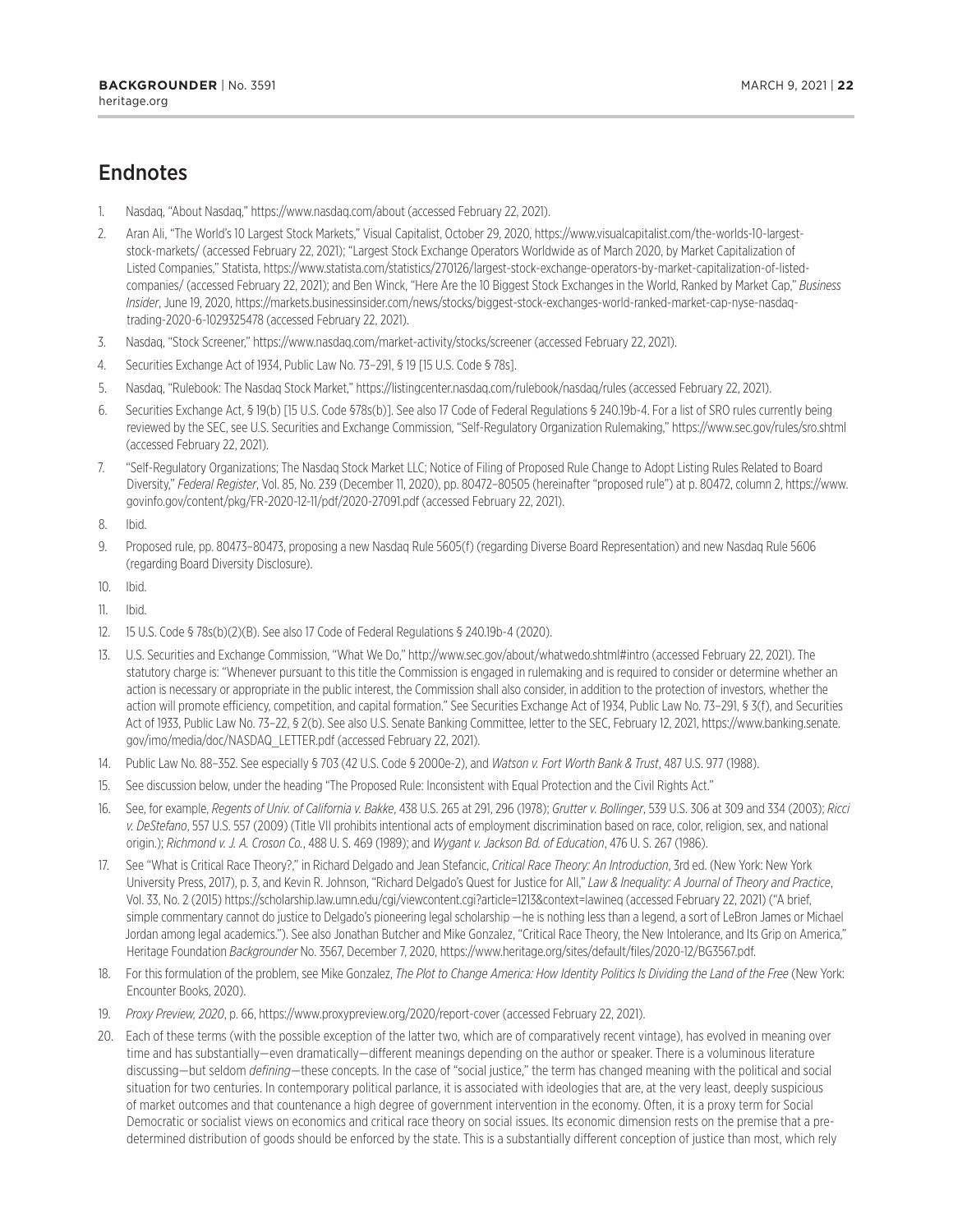# Endnotes

1. Nasdaq, "About Nasdaq," https://www.nasdaq.com/about (accessed February 22, 2021).
2. Aran Ali, "The World's 10 Largest Stock Markets," Visual Capitalist, October 29, 2020, https://www.visualcapitalist.com/the-worlds-10-largest-stock-markets/ (accessed February 22, 2021); "Largest Stock Exchange Operators Worldwide as of March 2020, by Market Capitalization of Listed Companies," Statista, https://www.statista.com/statistics/270126/largest-stock-exchange-operators-by-market-capitalization-of-listed-companies/ (accessed February 22, 2021); and Ben Winck, "Here Are the 10 Biggest Stock Exchanges in the World, Ranked by Market Cap," *Business Insider*, June 19, 2020, https://markets.businessinsider.com/news/stocks/biggest-stock-exchanges-world-ranked-market-cap-nyse-nasdaq-trading-2020-6-1029325478 (accessed February 22, 2021).
3. Nasdaq, "Stock Screener," https://www.nasdaq.com/market-activity/stocks/screener (accessed February 22, 2021).
4. Securities Exchange Act of 1934, Public Law No. 73–291, § 19 [15 U.S. Code § 78s].
5. Nasdaq, "Rulebook: The Nasdaq Stock Market," https://listingcenter.nasdaq.com/rulebook/nasdaq/rules (accessed February 22, 2021).
6. Securities Exchange Act, § 19(b) [15 U.S. Code §78s(b)]. See also 17 Code of Federal Regulations § 240.19b-4. For a list of SRO rules currently being reviewed by the SEC, see U.S. Securities and Exchange Commission, "Self-Regulatory Organization Rulemaking," https://www.sec.gov/rules/sro.shtml (accessed February 22, 2021).
7. "Self-Regulatory Organizations; The Nasdaq Stock Market LLC; Notice of Filing of Proposed Rule Change to Adopt Listing Rules Related to Board Diversity," *Federal Register*, Vol. 85, No. 239 (December 11, 2020), pp. 80472–80505 (hereinafter "proposed rule") at p. 80472, column 2, https://www.govinfo.gov/content/pkg/FR-2020-12-11/pdf/2020-27091.pdf (accessed February 22, 2021).
8. Ibid.
9. Proposed rule, pp. 80473–80473, proposing a new Nasdaq Rule 5605(f) (regarding Diverse Board Representation) and new Nasdaq Rule 5606 (regarding Board Diversity Disclosure).
10. Ibid.
11. Ibid.
12. 15 U.S. Code § 78s(b)(2)(B). See also 17 Code of Federal Regulations § 240.19b-4 (2020).
13. U.S. Securities and Exchange Commission, "What We Do," http://www.sec.gov/about/whatwedo.shtml#intro (accessed February 22, 2021). The statutory charge is: "Whenever pursuant to this title the Commission is engaged in rulemaking and is required to consider or determine whether an action is necessary or appropriate in the public interest, the Commission shall also consider, in addition to the protection of investors, whether the action will promote efficiency, competition, and capital formation." See Securities Exchange Act of 1934, Public Law No. 73–291, § 3(f), and Securities Act of 1933, Public Law No. 73–22, § 2(b). See also U.S. Senate Banking Committee, letter to the SEC, February 12, 2021, https://www.banking.senate.gov/imo/media/doc/NASDAQ_LETTER.pdf (accessed February 22, 2021).
14. Public Law No. 88–352. See especially § 703 (42 U.S. Code § 2000e-2), and *Watson v. Fort Worth Bank & Trust*, 487 U.S. 977 (1988).
15. See discussion below, under the heading "The Proposed Rule: Inconsistent with Equal Protection and the Civil Rights Act."
16. See, for example, *Regents of Univ. of California v. Bakke*, 438 U.S. 265 at 291, 296 (1978); *Grutter v. Bollinger*, 539 U.S. 306 at 309 and 334 (2003); *Ricci v. DeStefano*, 557 U.S. 557 (2009) (Title VII prohibits intentional acts of employment discrimination based on race, color, religion, sex, and national origin.); *Richmond v. J. A. Croson Co.*, 488 U. S. 469 (1989); and *Wygant v. Jackson Bd. of Education*, 476 U. S. 267 (1986).
17. See "What is Critical Race Theory?," in Richard Delgado and Jean Stefancic, *Critical Race Theory: An Introduction*, 3rd ed. (New York: New York University Press, 2017), p. 3, and Kevin R. Johnson, "Richard Delgado's Quest for Justice for All," *Law & Inequality: A Journal of Theory and Practice*, Vol. 33, No. 2 (2015) https://scholarship.law.umn.edu/cgi/viewcontent.cgi?article=1213&context=lawineq (accessed February 22, 2021) ("A brief, simple commentary cannot do justice to Delgado's pioneering legal scholarship —he is nothing less than a legend, a sort of LeBron James or Michael Jordan among legal academics."). See also Jonathan Butcher and Mike Gonzalez, "Critical Race Theory, the New Intolerance, and Its Grip on America," Heritage Foundation *Backgrounder* No. 3567, December 7, 2020, https://www.heritage.org/sites/default/files/2020-12/BG3567.pdf.
18. For this formulation of the problem, see Mike Gonzalez, *The Plot to Change America: How Identity Politics Is Dividing the Land of the Free* (New York: Encounter Books, 2020).
19. *Proxy Preview, 2020*, p. 66, https://www.proxypreview.org/2020/report-cover (accessed February 22, 2021).
20. Each of these terms (with the possible exception of the latter two, which are of comparatively recent vintage), has evolved in meaning over time and has substantially—even dramatically—different meanings depending on the author or speaker. There is a voluminous literature discussing—but seldom *defining*—these concepts. In the case of "social justice," the term has changed meaning with the political and social situation for two centuries. In contemporary political parlance, it is associated with ideologies that are, at the very least, deeply suspicious of market outcomes and that countenance a high degree of government intervention in the economy. Often, it is a proxy term for Social Democratic or socialist views on economics and critical race theory on social issues. Its economic dimension rests on the premise that a pre-determined distribution of goods should be enforced by the state. This is a substantially different conception of justice than most, which rely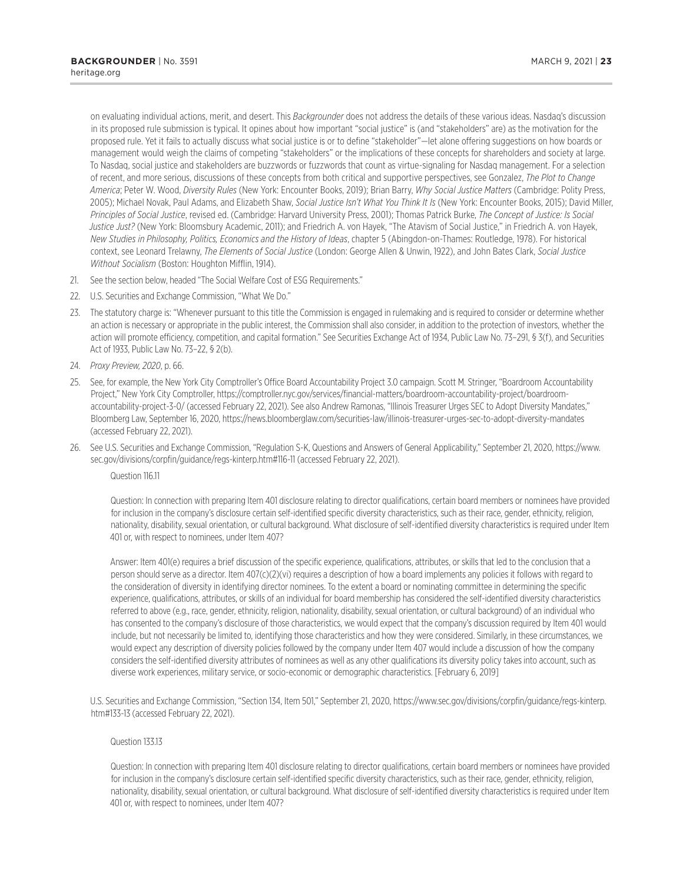on evaluating individual actions, merit, and desert. This *Backgrounder* does not address the details of these various ideas. Nasdaq's discussion in its proposed rule submission is typical. It opines about how important "social justice" is (and "stakeholders" are) as the motivation for the proposed rule. Yet it fails to actually discuss what social justice is or to define "stakeholder"—let alone offering suggestions on how boards or management would weigh the claims of competing "stakeholders" or the implications of these concepts for shareholders and society at large. To Nasdaq, social justice and stakeholders are buzzwords or fuzzwords that count as virtue-signaling for Nasdaq management. For a selection of recent, and more serious, discussions of these concepts from both critical and supportive perspectives, see Gonzalez, *The Plot to Change America*; Peter W. Wood, *Diversity Rules* (New York: Encounter Books, 2019); Brian Barry, *Why Social Justice Matters* (Cambridge: Polity Press, 2005); Michael Novak, Paul Adams, and Elizabeth Shaw, *Social Justice Isn't What You Think It Is* (New York: Encounter Books, 2015); David Miller, *Principles of Social Justice*, revised ed. (Cambridge: Harvard University Press, 2001); Thomas Patrick Burke, *The Concept of Justice: Is Social Justice Just?* (New York: Bloomsbury Academic, 2011); and Friedrich A. von Hayek, "The Atavism of Social Justice," in Friedrich A. von Hayek, *New Studies in Philosophy, Politics, Economics and the History of Ideas*, chapter 5 (Abingdon-on-Thames: Routledge, 1978). For historical context, see Leonard Trelawny, *The Elements of Social Justice* (London: George Allen & Unwin, 1922), and John Bates Clark, *Social Justice Without Socialism* (Boston: Houghton Mifflin, 1914).

21. See the section below, headed "The Social Welfare Cost of ESG Requirements."
22. U.S. Securities and Exchange Commission, "What We Do."
23. The statutory charge is: "Whenever pursuant to this title the Commission is engaged in rulemaking and is required to consider or determine whether an action is necessary or appropriate in the public interest, the Commission shall also consider, in addition to the protection of investors, whether the action will promote efficiency, competition, and capital formation." See Securities Exchange Act of 1934, Public Law No. 73–291, § 3(f), and Securities Act of 1933, Public Law No. 73–22, § 2(b).
24. *Proxy Preview, 2020*, p. 66.
25. See, for example, the New York City Comptroller's Office Board Accountability Project 3.0 campaign. Scott M. Stringer, "Boardroom Accountability Project," New York City Comptroller, https://comptroller.nyc.gov/services/financial-matters/boardroom-accountability-project/boardroom-accountability-project-3-0/ (accessed February 22, 2021). See also Andrew Ramonas, "Illinois Treasurer Urges SEC to Adopt Diversity Mandates," Bloomberg Law, September 16, 2020, https://news.bloomberglaw.com/securities-law/illinois-treasurer-urges-sec-to-adopt-diversity-mandates (accessed February 22, 2021).
26. See U.S. Securities and Exchange Commission, "Regulation S-K, Questions and Answers of General Applicability," September 21, 2020, https://www.sec.gov/divisions/corpfin/guidance/regs-kinterp.htm#116-11 (accessed February 22, 2021).

    Question 116.11

    Question: In connection with preparing Item 401 disclosure relating to director qualifications, certain board members or nominees have provided for inclusion in the company's disclosure certain self-identified specific diversity characteristics, such as their race, gender, ethnicity, religion, nationality, disability, sexual orientation, or cultural background. What disclosure of self-identified diversity characteristics is required under Item 401 or, with respect to nominees, under Item 407?

    Answer: Item 401(e) requires a brief discussion of the specific experience, qualifications, attributes, or skills that led to the conclusion that a person should serve as a director. Item 407(c)(2)(vi) requires a description of how a board implements any policies it follows with regard to the consideration of diversity in identifying director nominees. To the extent a board or nominating committee in determining the specific experience, qualifications, attributes, or skills of an individual for board membership has considered the self-identified diversity characteristics referred to above (e.g., race, gender, ethnicity, religion, nationality, disability, sexual orientation, or cultural background) of an individual who has consented to the company's disclosure of those characteristics, we would expect that the company's discussion required by Item 401 would include, but not necessarily be limited to, identifying those characteristics and how they were considered. Similarly, in these circumstances, we would expect any description of diversity policies followed by the company under Item 407 would include a discussion of how the company considers the self-identified diversity attributes of nominees as well as any other qualifications its diversity policy takes into account, such as diverse work experiences, military service, or socio-economic or demographic characteristics. [February 6, 2019]

    U.S. Securities and Exchange Commission, "Section 134, Item 501," September 21, 2020, https://www.sec.gov/divisions/corpfin/guidance/regs-kinterp.htm#133-13 (accessed February 22, 2021).

    Question 133.13

    Question: In connection with preparing Item 401 disclosure relating to director qualifications, certain board members or nominees have provided for inclusion in the company's disclosure certain self-identified specific diversity characteristics, such as their race, gender, ethnicity, religion, nationality, disability, sexual orientation, or cultural background. What disclosure of self-identified diversity characteristics is required under Item 401 or, with respect to nominees, under Item 407?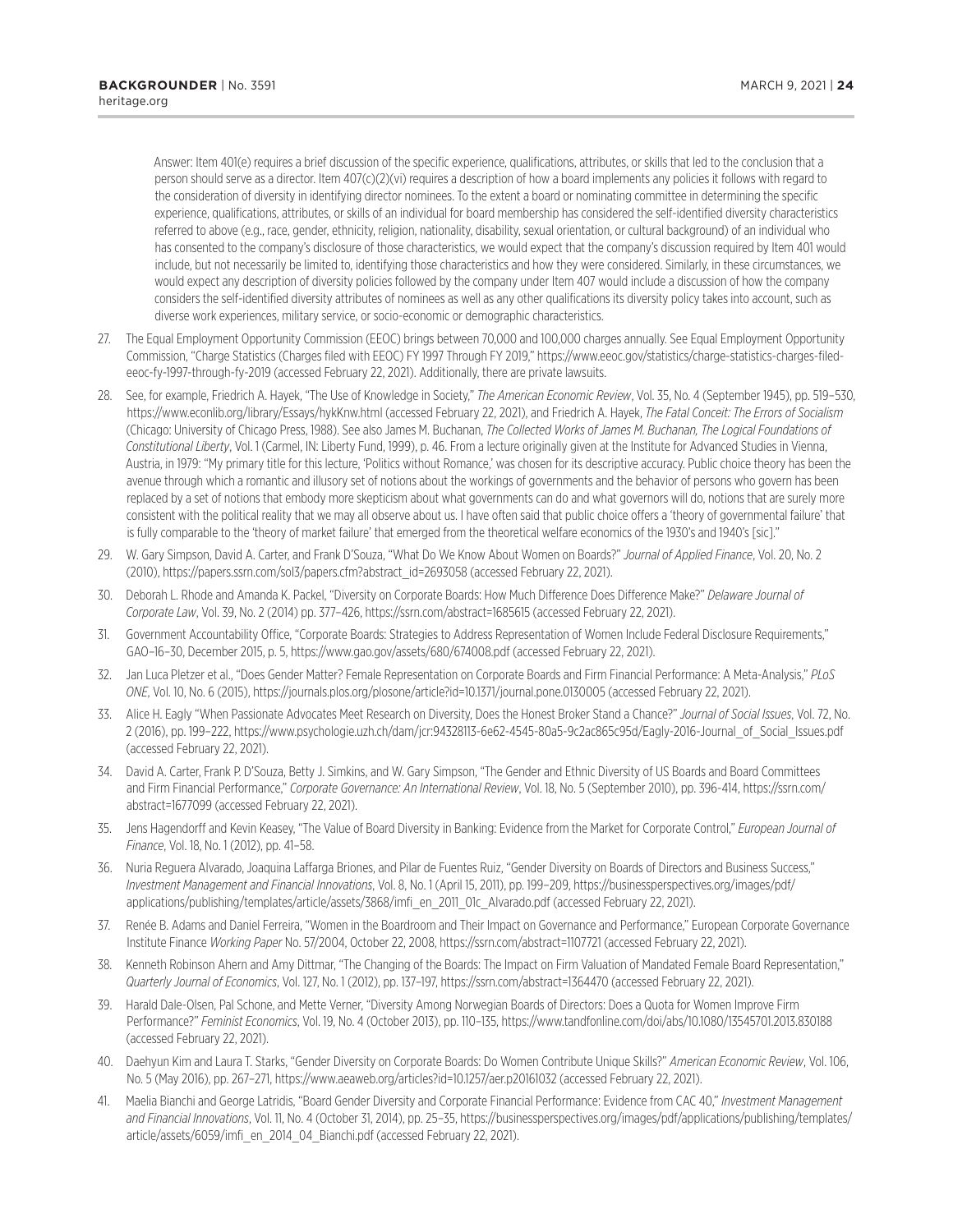Answer: Item 401(e) requires a brief discussion of the specific experience, qualifications, attributes, or skills that led to the conclusion that a person should serve as a director. Item 407(c)(2)(vi) requires a description of how a board implements any policies it follows with regard to the consideration of diversity in identifying director nominees. To the extent a board or nominating committee in determining the specific experience, qualifications, attributes, or skills of an individual for board membership has considered the self-identified diversity characteristics referred to above (e.g., race, gender, ethnicity, religion, nationality, disability, sexual orientation, or cultural background) of an individual who has consented to the company's disclosure of those characteristics, we would expect that the company's discussion required by Item 401 would include, but not necessarily be limited to, identifying those characteristics and how they were considered. Similarly, in these circumstances, we would expect any description of diversity policies followed by the company under Item 407 would include a discussion of how the company considers the self-identified diversity attributes of nominees as well as any other qualifications its diversity policy takes into account, such as diverse work experiences, military service, or socio-economic or demographic characteristics.

27. The Equal Employment Opportunity Commission (EEOC) brings between 70,000 and 100,000 charges annually. See Equal Employment Opportunity Commission, "Charge Statistics (Charges filed with EEOC) FY 1997 Through FY 2019," https://www.eeoc.gov/statistics/charge-statistics-charges-filed-eeoc-fy-1997-through-fy-2019 (accessed February 22, 2021). Additionally, there are private lawsuits.

28. See, for example, Friedrich A. Hayek, "The Use of Knowledge in Society," *The American Economic Review*, Vol. 35, No. 4 (September 1945), pp. 519–530, https://www.econlib.org/library/Essays/hykKnw.html (accessed February 22, 2021), and Friedrich A. Hayek, *The Fatal Conceit: The Errors of Socialism* (Chicago: University of Chicago Press, 1988). See also James M. Buchanan, *The Collected Works of James M. Buchanan, The Logical Foundations of Constitutional Liberty*, Vol. 1 (Carmel, IN: Liberty Fund, 1999), p. 46. From a lecture originally given at the Institute for Advanced Studies in Vienna, Austria, in 1979: "My primary title for this lecture, 'Politics without Romance,' was chosen for its descriptive accuracy. Public choice theory has been the avenue through which a romantic and illusory set of notions about the workings of governments and the behavior of persons who govern has been replaced by a set of notions that embody more skepticism about what governments can do and what governors will do, notions that are surely more consistent with the political reality that we may all observe about us. I have often said that public choice offers a 'theory of governmental failure' that is fully comparable to the 'theory of market failure' that emerged from the theoretical welfare economics of the 1930's and 1940's [sic]."

29. W. Gary Simpson, David A. Carter, and Frank D'Souza, "What Do We Know About Women on Boards?" *Journal of Applied Finance*, Vol. 20, No. 2 (2010), https://papers.ssrn.com/sol3/papers.cfm?abstract_id=2693058 (accessed February 22, 2021).

30. Deborah L. Rhode and Amanda K. Packel, "Diversity on Corporate Boards: How Much Difference Does Difference Make?" *Delaware Journal of Corporate Law*, Vol. 39, No. 2 (2014) pp. 377–426, https://ssrn.com/abstract=1685615 (accessed February 22, 2021).

31. Government Accountability Office, "Corporate Boards: Strategies to Address Representation of Women Include Federal Disclosure Requirements," GAO–16–30, December 2015, p. 5, https://www.gao.gov/assets/680/674008.pdf (accessed February 22, 2021).

32. Jan Luca Pletzer et al., "Does Gender Matter? Female Representation on Corporate Boards and Firm Financial Performance: A Meta-Analysis," *PLoS ONE*, Vol. 10, No. 6 (2015), https://journals.plos.org/plosone/article?id=10.1371/journal.pone.0130005 (accessed February 22, 2021).

33. Alice H. Eagly "When Passionate Advocates Meet Research on Diversity, Does the Honest Broker Stand a Chance?" *Journal of Social Issues*, Vol. 72, No. 2 (2016), pp. 199–222, https://www.psychologie.uzh.ch/dam/jcr:94328113-6e62-4545-80a5-9c2ac865c95d/Eagly-2016-Journal_of_Social_Issues.pdf (accessed February 22, 2021).

34. David A. Carter, Frank P. D'Souza, Betty J. Simkins, and W. Gary Simpson, "The Gender and Ethnic Diversity of US Boards and Board Committees and Firm Financial Performance," *Corporate Governance: An International Review*, Vol. 18, No. 5 (September 2010), pp. 396-414, https://ssrn.com/abstract=1677099 (accessed February 22, 2021).

35. Jens Hagendorff and Kevin Keasey, "The Value of Board Diversity in Banking: Evidence from the Market for Corporate Control," *European Journal of Finance*, Vol. 18, No. 1 (2012), pp. 41–58.

36. Nuria Reguera Alvarado, Joaquina Laffarga Briones, and Pilar de Fuentes Ruiz, "Gender Diversity on Boards of Directors and Business Success," *Investment Management and Financial Innovations*, Vol. 8, No. 1 (April 15, 2011), pp. 199–209, https://businessperspectives.org/images/pdf/applications/publishing/templates/article/assets/3868/imfi_en_2011_01c_Alvarado.pdf (accessed February 22, 2021).

37. Renée B. Adams and Daniel Ferreira, "Women in the Boardroom and Their Impact on Governance and Performance," European Corporate Governance Institute Finance *Working Paper* No. 57/2004, October 22, 2008, https://ssrn.com/abstract=1107721 (accessed February 22, 2021).

38. Kenneth Robinson Ahern and Amy Dittmar, "The Changing of the Boards: The Impact on Firm Valuation of Mandated Female Board Representation," *Quarterly Journal of Economics*, Vol. 127, No. 1 (2012), pp. 137–197, https://ssrn.com/abstract=1364470 (accessed February 22, 2021).

39. Harald Dale-Olsen, Pal Schone, and Mette Verner, "Diversity Among Norwegian Boards of Directors: Does a Quota for Women Improve Firm Performance?" *Feminist Economics*, Vol. 19, No. 4 (October 2013), pp. 110–135, https://www.tandfonline.com/doi/abs/10.1080/13545701.2013.830188 (accessed February 22, 2021).

40. Daehyun Kim and Laura T. Starks, "Gender Diversity on Corporate Boards: Do Women Contribute Unique Skills?" *American Economic Review*, Vol. 106, No. 5 (May 2016), pp. 267–271, https://www.aeaweb.org/articles?id=10.1257/aer.p20161032 (accessed February 22, 2021).

41. Maelia Bianchi and George Latridis, "Board Gender Diversity and Corporate Financial Performance: Evidence from CAC 40," *Investment Management and Financial Innovations*, Vol. 11, No. 4 (October 31, 2014), pp. 25–35, https://businessperspectives.org/images/pdf/applications/publishing/templates/article/assets/6059/imfi_en_2014_04_Bianchi.pdf (accessed February 22, 2021).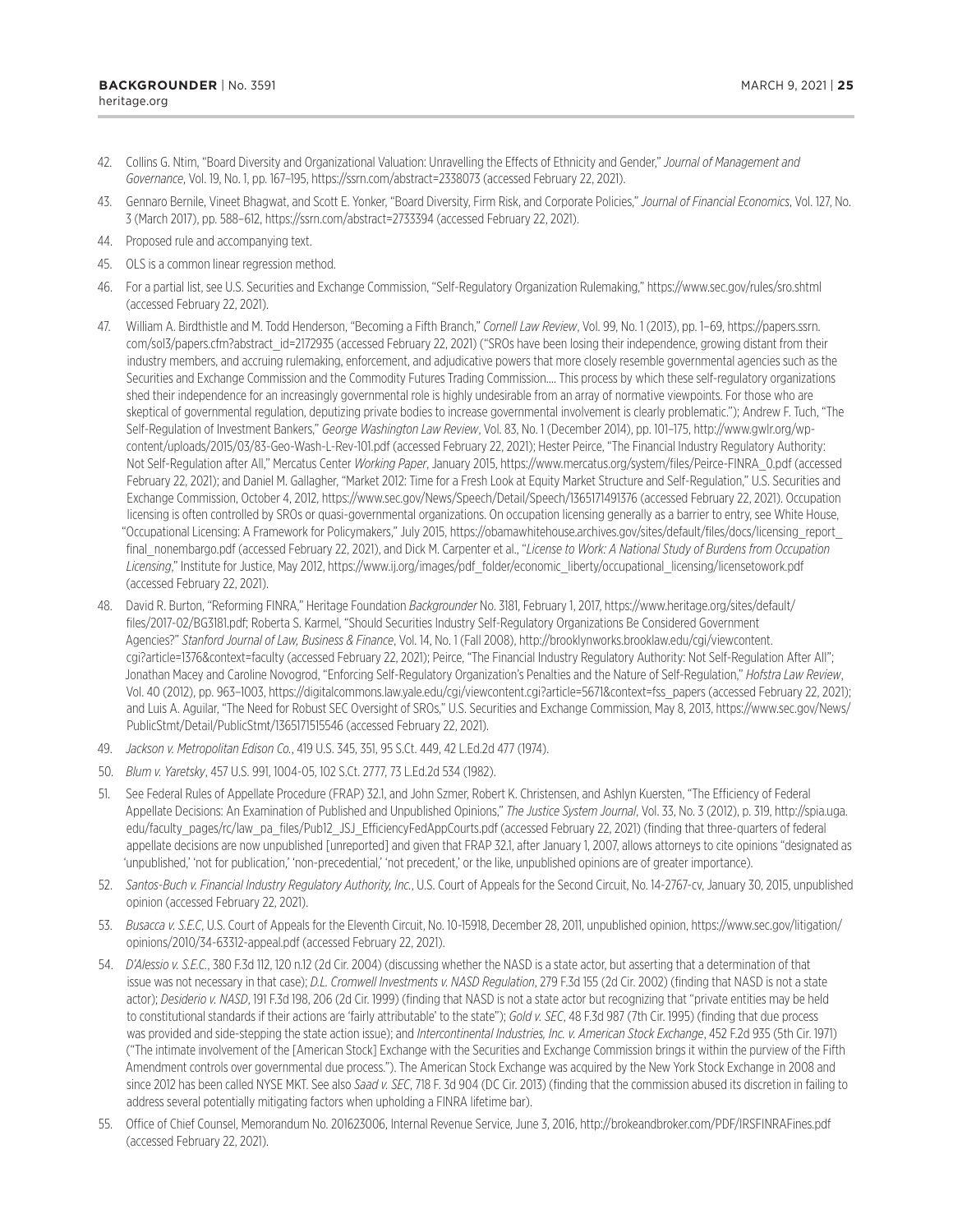42. Collins G. Ntim, "Board Diversity and Organizational Valuation: Unravelling the Effects of Ethnicity and Gender," *Journal of Management and Governance*, Vol. 19, No. 1, pp. 167–195, https://ssrn.com/abstract=2338073 (accessed February 22, 2021).

43. Gennaro Bernile, Vineet Bhagwat, and Scott E. Yonker, "Board Diversity, Firm Risk, and Corporate Policies," *Journal of Financial Economics*, Vol. 127, No. 3 (March 2017), pp. 588–612, https://ssrn.com/abstract=2733394 (accessed February 22, 2021).

44. Proposed rule and accompanying text.

45. OLS is a common linear regression method.

46. For a partial list, see U.S. Securities and Exchange Commission, "Self-Regulatory Organization Rulemaking," https://www.sec.gov/rules/sro.shtml (accessed February 22, 2021).

47. William A. Birdthistle and M. Todd Henderson, "Becoming a Fifth Branch," *Cornell Law Review*, Vol. 99, No. 1 (2013), pp. 1–69, https://papers.ssrn.com/sol3/papers.cfm?abstract_id=2172935 (accessed February 22, 2021) ("SROs have been losing their independence, growing distant from their industry members, and accruing rulemaking, enforcement, and adjudicative powers that more closely resemble governmental agencies such as the Securities and Exchange Commission and the Commodity Futures Trading Commission.... This process by which these self-regulatory organizations shed their independence for an increasingly governmental role is highly undesirable from an array of normative viewpoints. For those who are skeptical of governmental regulation, deputizing private bodies to increase governmental involvement is clearly problematic."); Andrew F. Tuch, "The Self-Regulation of Investment Bankers," *George Washington Law Review*, Vol. 83, No. 1 (December 2014), pp. 101–175, http://www.gwlr.org/wp-content/uploads/2015/03/83-Geo-Wash-L-Rev-101.pdf (accessed February 22, 2021); Hester Peirce, "The Financial Industry Regulatory Authority: Not Self-Regulation after All," Mercatus Center *Working Paper*, January 2015, https://www.mercatus.org/system/files/Peirce-FINRA_0.pdf (accessed February 22, 2021); and Daniel M. Gallagher, "Market 2012: Time for a Fresh Look at Equity Market Structure and Self-Regulation," U.S. Securities and Exchange Commission, October 4, 2012, https://www.sec.gov/News/Speech/Detail/Speech/1365171491376 (accessed February 22, 2021). Occupation licensing is often controlled by SROs or quasi-governmental organizations. On occupation licensing generally as a barrier to entry, see White House, "Occupational Licensing: A Framework for Policymakers," July 2015, https://obamawhitehouse.archives.gov/sites/default/files/docs/licensing_report_final_nonembargo.pdf (accessed February 22, 2021), and Dick M. Carpenter et al., "*License to Work: A National Study of Burdens from Occupation Licensing*," Institute for Justice, May 2012, https://www.ij.org/images/pdf_folder/economic_liberty/occupational_licensing/licensetowork.pdf (accessed February 22, 2021).

48. David R. Burton, "Reforming FINRA," Heritage Foundation *Backgrounder* No. 3181, February 1, 2017, https://www.heritage.org/sites/default/files/2017-02/BG3181.pdf; Roberta S. Karmel, "Should Securities Industry Self-Regulatory Organizations Be Considered Government Agencies?" *Stanford Journal of Law, Business & Finance*, Vol. 14, No. 1 (Fall 2008), http://brooklynworks.brooklaw.edu/cgi/viewcontent.cgi?article=1376&context=faculty (accessed February 22, 2021); Peirce, "The Financial Industry Regulatory Authority: Not Self-Regulation After All"; Jonathan Macey and Caroline Novogrod, "Enforcing Self-Regulatory Organization's Penalties and the Nature of Self-Regulation," *Hofstra Law Review*, Vol. 40 (2012), pp. 963–1003, https://digitalcommons.law.yale.edu/cgi/viewcontent.cgi?article=5671&context=fss_papers (accessed February 22, 2021); and Luis A. Aguilar, "The Need for Robust SEC Oversight of SROs," U.S. Securities and Exchange Commission, May 8, 2013, https://www.sec.gov/News/PublicStmt/Detail/PublicStmt/1365171515546 (accessed February 22, 2021).

49. *Jackson v. Metropolitan Edison Co.*, 419 U.S. 345, 351, 95 S.Ct. 449, 42 L.Ed.2d 477 (1974).

50. *Blum v. Yaretsky*, 457 U.S. 991, 1004-05, 102 S.Ct. 2777, 73 L.Ed.2d 534 (1982).

51. See Federal Rules of Appellate Procedure (FRAP) 32.1, and John Szmer, Robert K. Christensen, and Ashlyn Kuersten, "The Efficiency of Federal Appellate Decisions: An Examination of Published and Unpublished Opinions," *The Justice System Journal*, Vol. 33, No. 3 (2012), p. 319, http://spia.uga.edu/faculty_pages/rc/law_pa_files/Pub12_JSJ_EfficiencyFedAppCourts.pdf (accessed February 22, 2021) (finding that three-quarters of federal appellate decisions are now unpublished [unreported] and given that FRAP 32.1, after January 1, 2007, allows attorneys to cite opinions "designated as 'unpublished,' 'not for publication,' 'non-precedential,' 'not precedent,' or the like, unpublished opinions are of greater importance).

52. *Santos-Buch v. Financial Industry Regulatory Authority, Inc.*, U.S. Court of Appeals for the Second Circuit, No. 14-2767-cv, January 30, 2015, unpublished opinion (accessed February 22, 2021).

53. *Busacca v. S.E.C*, U.S. Court of Appeals for the Eleventh Circuit, No. 10-15918, December 28, 2011, unpublished opinion, https://www.sec.gov/litigation/opinions/2010/34-63312-appeal.pdf (accessed February 22, 2021).

54. *D'Alessio v. S.E.C.*, 380 F.3d 112, 120 n.12 (2d Cir. 2004) (discussing whether the NASD is a state actor, but asserting that a determination of that issue was not necessary in that case); *D.L. Cromwell Investments v. NASD Regulation*, 279 F.3d 155 (2d Cir. 2002) (finding that NASD is not a state actor); *Desiderio v. NASD*, 191 F.3d 198, 206 (2d Cir. 1999) (finding that NASD is not a state actor but recognizing that "private entities may be held to constitutional standards if their actions are 'fairly attributable' to the state"); *Gold v. SEC*, 48 F.3d 987 (7th Cir. 1995) (finding that due process was provided and side-stepping the state action issue); and *Intercontinental Industries, Inc. v. American Stock Exchange*, 452 F.2d 935 (5th Cir. 1971) ("The intimate involvement of the [American Stock] Exchange with the Securities and Exchange Commission brings it within the purview of the Fifth Amendment controls over governmental due process."). The American Stock Exchange was acquired by the New York Stock Exchange in 2008 and since 2012 has been called NYSE MKT. See also *Saad v. SEC*, 718 F. 3d 904 (DC Cir. 2013) (finding that the commission abused its discretion in failing to address several potentially mitigating factors when upholding a FINRA lifetime bar).

55. Office of Chief Counsel, Memorandum No. 201623006, Internal Revenue Service, June 3, 2016, http://brokeandbroker.com/PDF/IRSFINRAFines.pdf (accessed February 22, 2021).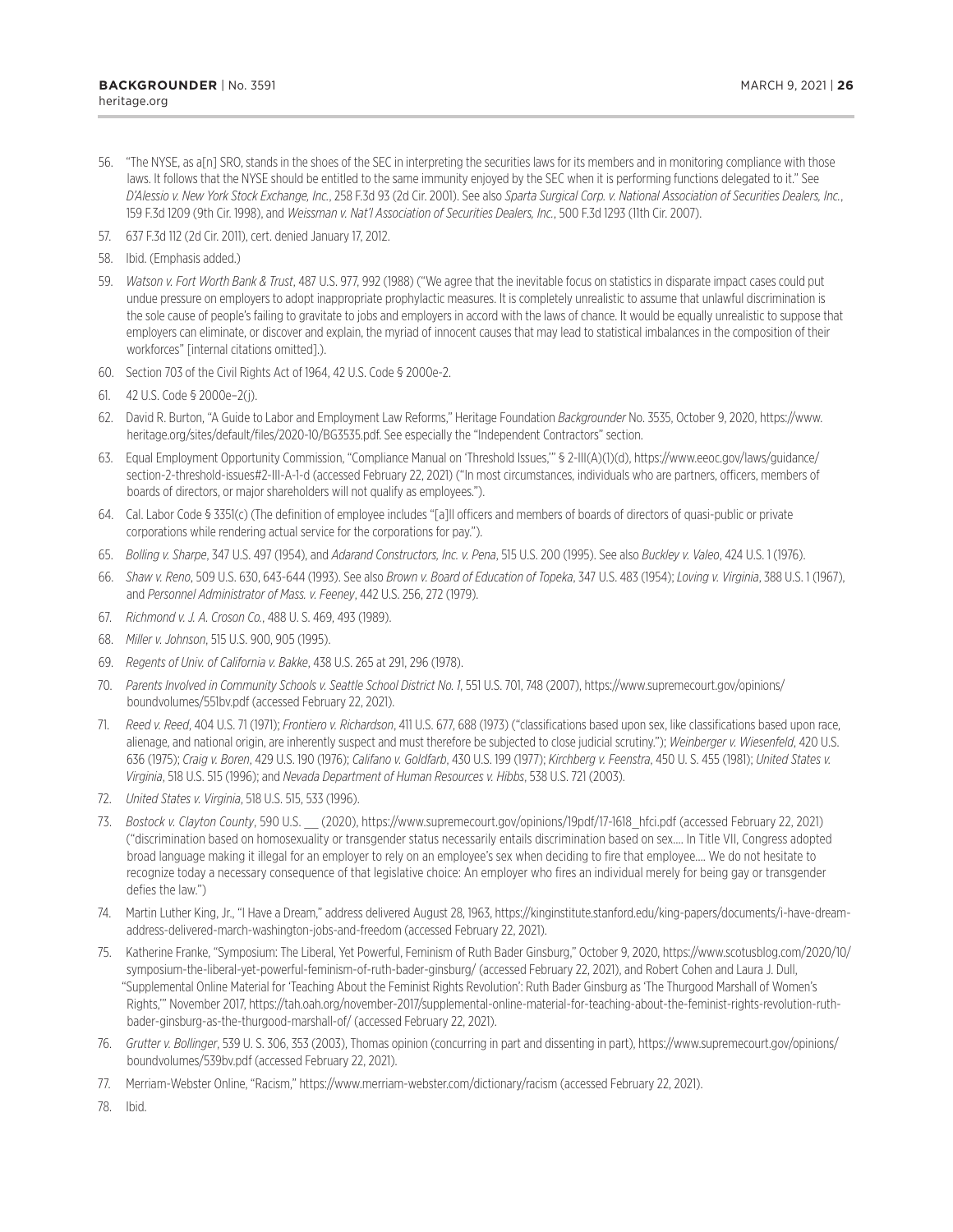56. "The NYSE, as a[n] SRO, stands in the shoes of the SEC in interpreting the securities laws for its members and in monitoring compliance with those laws. It follows that the NYSE should be entitled to the same immunity enjoyed by the SEC when it is performing functions delegated to it." See *D'Alessio v. New York Stock Exchange, Inc.*, 258 F.3d 93 (2d Cir. 2001). See also *Sparta Surgical Corp. v. National Association of Securities Dealers, Inc.*, 159 F.3d 1209 (9th Cir. 1998), and *Weissman v. Nat'l Association of Securities Dealers, Inc.*, 500 F.3d 1293 (11th Cir. 2007).
57. 637 F.3d 112 (2d Cir. 2011), cert. denied January 17, 2012.
58. Ibid. (Emphasis added.)
59. *Watson v. Fort Worth Bank & Trust*, 487 U.S. 977, 992 (1988) ("We agree that the inevitable focus on statistics in disparate impact cases could put undue pressure on employers to adopt inappropriate prophylactic measures. It is completely unrealistic to assume that unlawful discrimination is the sole cause of people's failing to gravitate to jobs and employers in accord with the laws of chance. It would be equally unrealistic to suppose that employers can eliminate, or discover and explain, the myriad of innocent causes that may lead to statistical imbalances in the composition of their workforces" [internal citations omitted].).
60. Section 703 of the Civil Rights Act of 1964, 42 U.S. Code § 2000e-2.
61. 42 U.S. Code § 2000e–2(j).
62. David R. Burton, "A Guide to Labor and Employment Law Reforms," Heritage Foundation *Backgrounder* No. 3535, October 9, 2020, https://www.heritage.org/sites/default/files/2020-10/BG3535.pdf. See especially the "Independent Contractors" section.
63. Equal Employment Opportunity Commission, "Compliance Manual on 'Threshold Issues,'" § 2-III(A)(1)(d), https://www.eeoc.gov/laws/guidance/section-2-threshold-issues#2-III-A-1-d (accessed February 22, 2021) ("In most circumstances, individuals who are partners, officers, members of boards of directors, or major shareholders will not qualify as employees.").
64. Cal. Labor Code § 3351(c) (The definition of employee includes "[a]ll officers and members of boards of directors of quasi-public or private corporations while rendering actual service for the corporations for pay.").
65. *Bolling v. Sharpe*, 347 U.S. 497 (1954), and *Adarand Constructors, Inc. v. Pena*, 515 U.S. 200 (1995). See also *Buckley v. Valeo*, 424 U.S. 1 (1976).
66. *Shaw v. Reno*, 509 U.S. 630, 643-644 (1993). See also *Brown v. Board of Education of Topeka*, 347 U.S. 483 (1954); *Loving v. Virginia*, 388 U.S. 1 (1967), and *Personnel Administrator of Mass. v. Feeney*, 442 U.S. 256, 272 (1979).
67. *Richmond v. J. A. Croson Co.*, 488 U. S. 469, 493 (1989).
68. *Miller v. Johnson*, 515 U.S. 900, 905 (1995).
69. *Regents of Univ. of California v. Bakke*, 438 U.S. 265 at 291, 296 (1978).
70. *Parents Involved in Community Schools v. Seattle School District No. 1*, 551 U.S. 701, 748 (2007), https://www.supremecourt.gov/opinions/boundvolumes/551bv.pdf (accessed February 22, 2021).
71. *Reed v. Reed*, 404 U.S. 71 (1971); *Frontiero v. Richardson*, 411 U.S. 677, 688 (1973) ("classifications based upon sex, like classifications based upon race, alienage, and national origin, are inherently suspect and must therefore be subjected to close judicial scrutiny."); *Weinberger v. Wiesenfeld*, 420 U.S. 636 (1975); *Craig v. Boren*, 429 U.S. 190 (1976); *Califano v. Goldfarb*, 430 U.S. 199 (1977); *Kirchberg v. Feenstra*, 450 U. S. 455 (1981); *United States v. Virginia*, 518 U.S. 515 (1996); and *Nevada Department of Human Resources v. Hibbs*, 538 U.S. 721 (2003).
72. *United States v. Virginia*, 518 U.S. 515, 533 (1996).
73. *Bostock v. Clayton County*, 590 U.S. \_\_\_ (2020), https://www.supremecourt.gov/opinions/19pdf/17-1618_hfci.pdf (accessed February 22, 2021) ("discrimination based on homosexuality or transgender status necessarily entails discrimination based on sex.... In Title VII, Congress adopted broad language making it illegal for an employer to rely on an employee's sex when deciding to fire that employee.... We do not hesitate to recognize today a necessary consequence of that legislative choice: An employer who fires an individual merely for being gay or transgender defies the law.")
74. Martin Luther King, Jr., "I Have a Dream," address delivered August 28, 1963, https://kinginstitute.stanford.edu/king-papers/documents/i-have-dream-address-delivered-march-washington-jobs-and-freedom (accessed February 22, 2021).
75. Katherine Franke, "Symposium: The Liberal, Yet Powerful, Feminism of Ruth Bader Ginsburg," October 9, 2020, https://www.scotusblog.com/2020/10/symposium-the-liberal-yet-powerful-feminism-of-ruth-bader-ginsburg/ (accessed February 22, 2021), and Robert Cohen and Laura J. Dull, "Supplemental Online Material for 'Teaching About the Feminist Rights Revolution': Ruth Bader Ginsburg as 'The Thurgood Marshall of Women's Rights,'" November 2017, https://tah.oah.org/november-2017/supplemental-online-material-for-teaching-about-the-feminist-rights-revolution-ruth-bader-ginsburg-as-the-thurgood-marshall-of/ (accessed February 22, 2021).
76. *Grutter v. Bollinger*, 539 U. S. 306, 353 (2003), Thomas opinion (concurring in part and dissenting in part), https://www.supremecourt.gov/opinions/boundvolumes/539bv.pdf (accessed February 22, 2021).
77. Merriam-Webster Online, "Racism," https://www.merriam-webster.com/dictionary/racism (accessed February 22, 2021).
78. Ibid.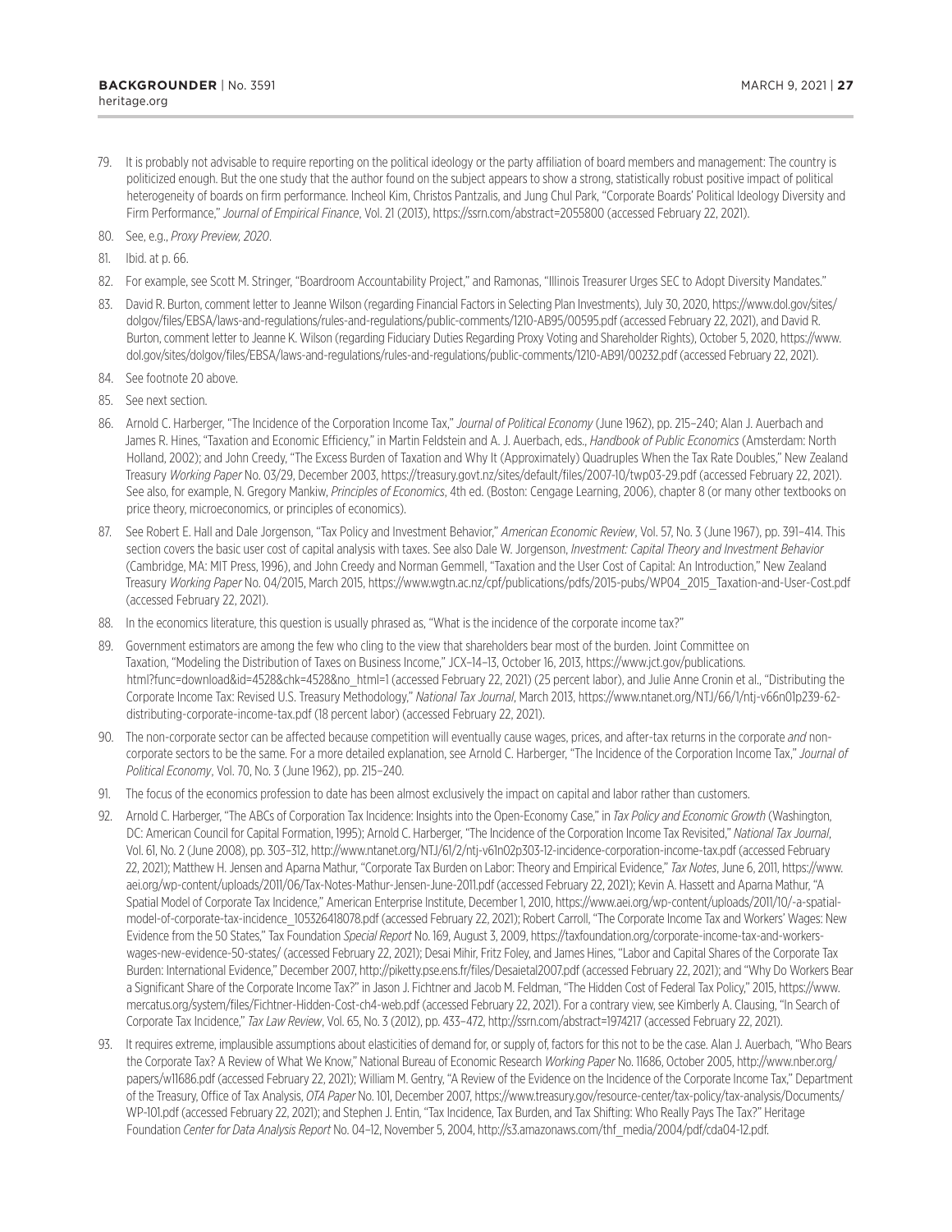79. It is probably not advisable to require reporting on the political ideology or the party affiliation of board members and management: The country is politicized enough. But the one study that the author found on the subject appears to show a strong, statistically robust positive impact of political heterogeneity of boards on firm performance. Incheol Kim, Christos Pantzalis, and Jung Chul Park, "Corporate Boards' Political Ideology Diversity and Firm Performance," *Journal of Empirical Finance*, Vol. 21 (2013), https://ssrn.com/abstract=2055800 (accessed February 22, 2021).
80. See, e.g., *Proxy Preview, 2020*.
81. Ibid. at p. 66.
82. For example, see Scott M. Stringer, "Boardroom Accountability Project," and Ramonas, "Illinois Treasurer Urges SEC to Adopt Diversity Mandates."
83. David R. Burton, comment letter to Jeanne Wilson (regarding Financial Factors in Selecting Plan Investments), July 30, 2020, https://www.dol.gov/sites/dolgov/files/EBSA/laws-and-regulations/rules-and-regulations/public-comments/1210-AB95/00595.pdf (accessed February 22, 2021), and David R. Burton, comment letter to Jeanne K. Wilson (regarding Fiduciary Duties Regarding Proxy Voting and Shareholder Rights), October 5, 2020, https://www.dol.gov/sites/dolgov/files/EBSA/laws-and-regulations/rules-and-regulations/public-comments/1210-AB91/00232.pdf (accessed February 22, 2021).
84. See footnote 20 above.
85. See next section.
86. Arnold C. Harberger, "The Incidence of the Corporation Income Tax," *Journal of Political Economy* (June 1962), pp. 215–240; Alan J. Auerbach and James R. Hines, "Taxation and Economic Efficiency," in Martin Feldstein and A. J. Auerbach, eds., *Handbook of Public Economics* (Amsterdam: North Holland, 2002); and John Creedy, "The Excess Burden of Taxation and Why It (Approximately) Quadruples When the Tax Rate Doubles," New Zealand Treasury *Working Paper* No. 03/29, December 2003, https://treasury.govt.nz/sites/default/files/2007-10/twp03-29.pdf (accessed February 22, 2021). See also, for example, N. Gregory Mankiw, *Principles of Economics*, 4th ed. (Boston: Cengage Learning, 2006), chapter 8 (or many other textbooks on price theory, microeconomics, or principles of economics).
87. See Robert E. Hall and Dale Jorgenson, "Tax Policy and Investment Behavior," *American Economic Review*, Vol. 57, No. 3 (June 1967), pp. 391–414. This section covers the basic user cost of capital analysis with taxes. See also Dale W. Jorgenson, *Investment: Capital Theory and Investment Behavior* (Cambridge, MA: MIT Press, 1996), and John Creedy and Norman Gemmell, "Taxation and the User Cost of Capital: An Introduction," New Zealand Treasury *Working Paper* No. 04/2015, March 2015, https://www.wgtn.ac.nz/cpf/publications/pdfs/2015-pubs/WP04_2015_Taxation-and-User-Cost.pdf (accessed February 22, 2021).
88. In the economics literature, this question is usually phrased as, "What is the incidence of the corporate income tax?"
89. Government estimators are among the few who cling to the view that shareholders bear most of the burden. Joint Committee on Taxation, "Modeling the Distribution of Taxes on Business Income," JCX–14–13, October 16, 2013, https://www.jct.gov/publications.html?func=download&id=4528&chk=4528&no_html=1 (accessed February 22, 2021) (25 percent labor), and Julie Anne Cronin et al., "Distributing the Corporate Income Tax: Revised U.S. Treasury Methodology," *National Tax Journal*, March 2013, https://www.ntanet.org/NTJ/66/1/ntj-v66n01p239-62-distributing-corporate-income-tax.pdf (18 percent labor) (accessed February 22, 2021).
90. The non-corporate sector can be affected because competition will eventually cause wages, prices, and after-tax returns in the corporate *and* non-corporate sectors to be the same. For a more detailed explanation, see Arnold C. Harberger, "The Incidence of the Corporation Income Tax," *Journal of Political Economy*, Vol. 70, No. 3 (June 1962), pp. 215–240.
91. The focus of the economics profession to date has been almost exclusively the impact on capital and labor rather than customers.
92. Arnold C. Harberger, "The ABCs of Corporation Tax Incidence: Insights into the Open-Economy Case," in *Tax Policy and Economic Growth* (Washington, DC: American Council for Capital Formation, 1995); Arnold C. Harberger, "The Incidence of the Corporation Income Tax Revisited," *National Tax Journal*, Vol. 61, No. 2 (June 2008), pp. 303–312, http://www.ntanet.org/NTJ/61/2/ntj-v61n02p303-12-incidence-corporation-income-tax.pdf (accessed February 22, 2021); Matthew H. Jensen and Aparna Mathur, "Corporate Tax Burden on Labor: Theory and Empirical Evidence," *Tax Notes*, June 6, 2011, https://www.aei.org/wp-content/uploads/2011/06/Tax-Notes-Mathur-Jensen-June-2011.pdf (accessed February 22, 2021); Kevin A. Hassett and Aparna Mathur, "A Spatial Model of Corporate Tax Incidence," American Enterprise Institute, December 1, 2010, https://www.aei.org/wp-content/uploads/2011/10/-a-spatial-model-of-corporate-tax-incidence_105326418078.pdf (accessed February 22, 2021); Robert Carroll, "The Corporate Income Tax and Workers' Wages: New Evidence from the 50 States," Tax Foundation *Special Report* No. 169, August 3, 2009, https://taxfoundation.org/corporate-income-tax-and-workers-wages-new-evidence-50-states/ (accessed February 22, 2021); Desai Mihir, Fritz Foley, and James Hines, "Labor and Capital Shares of the Corporate Tax Burden: International Evidence," December 2007, http://piketty.pse.ens.fr/files/Desaietal2007.pdf (accessed February 22, 2021); and "Why Do Workers Bear a Significant Share of the Corporate Income Tax?" in Jason J. Fichtner and Jacob M. Feldman, "The Hidden Cost of Federal Tax Policy," 2015, https://www.mercatus.org/system/files/Fichtner-Hidden-Cost-ch4-web.pdf (accessed February 22, 2021). For a contrary view, see Kimberly A. Clausing, "In Search of Corporate Tax Incidence," *Tax Law Review*, Vol. 65, No. 3 (2012), pp. 433–472, http://ssrn.com/abstract=1974217 (accessed February 22, 2021).
93. It requires extreme, implausible assumptions about elasticities of demand for, or supply of, factors for this not to be the case. Alan J. Auerbach, "Who Bears the Corporate Tax? A Review of What We Know," National Bureau of Economic Research *Working Paper* No. 11686, October 2005, http://www.nber.org/papers/w11686.pdf (accessed February 22, 2021); William M. Gentry, "A Review of the Evidence on the Incidence of the Corporate Income Tax," Department of the Treasury, Office of Tax Analysis, *OTA Paper* No. 101, December 2007, https://www.treasury.gov/resource-center/tax-policy/tax-analysis/Documents/WP-101.pdf (accessed February 22, 2021); and Stephen J. Entin, "Tax Incidence, Tax Burden, and Tax Shifting: Who Really Pays The Tax?" Heritage Foundation *Center for Data Analysis Report* No. 04–12, November 5, 2004, http://s3.amazonaws.com/thf_media/2004/pdf/cda04-12.pdf.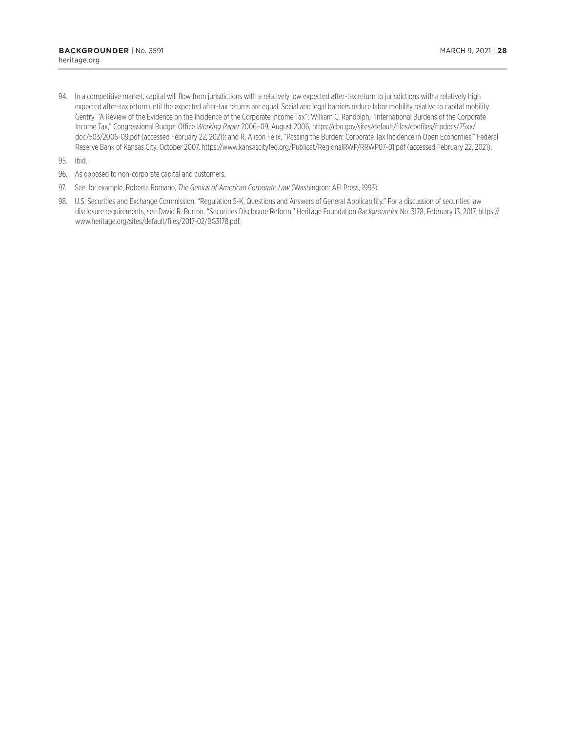94. In a competitive market, capital will flow from jurisdictions with a relatively low expected after-tax return to jurisdictions with a relatively high expected after-tax return until the expected after-tax returns are equal. Social and legal barriers reduce labor mobility relative to capital mobility. Gentry, "A Review of the Evidence on the Incidence of the Corporate Income Tax"; William C. Randolph, "International Burdens of the Corporate Income Tax," Congressional Budget Office *Working Paper* 2006–09, August 2006, https://cbo.gov/sites/default/files/cbofiles/ftpdocs/75xx/doc7503/2006-09.pdf (accessed February 22, 2021); and R. Alison Felix, "Passing the Burden: Corporate Tax Incidence in Open Economies," Federal Reserve Bank of Kansas City, October 2007, https://www.kansascityfed.org/Publicat/RegionalRWP/RRWP07-01.pdf (accessed February 22, 2021).
95. Ibid.
96. As opposed to non-corporate capital and customers.
97. See, for example, Roberta Romano, *The Genius of American Corporate Law* (Washington: AEI Press, 1993).
98. U.S. Securities and Exchange Commission, "Regulation S-K, Questions and Answers of General Applicability." For a discussion of securities law disclosure requirements, see David R. Burton, "Securities Disclosure Reform," Heritage Foundation *Backgrounder* No. 3178, February 13, 2017, https://www.heritage.org/sites/default/files/2017-02/BG3178.pdf.